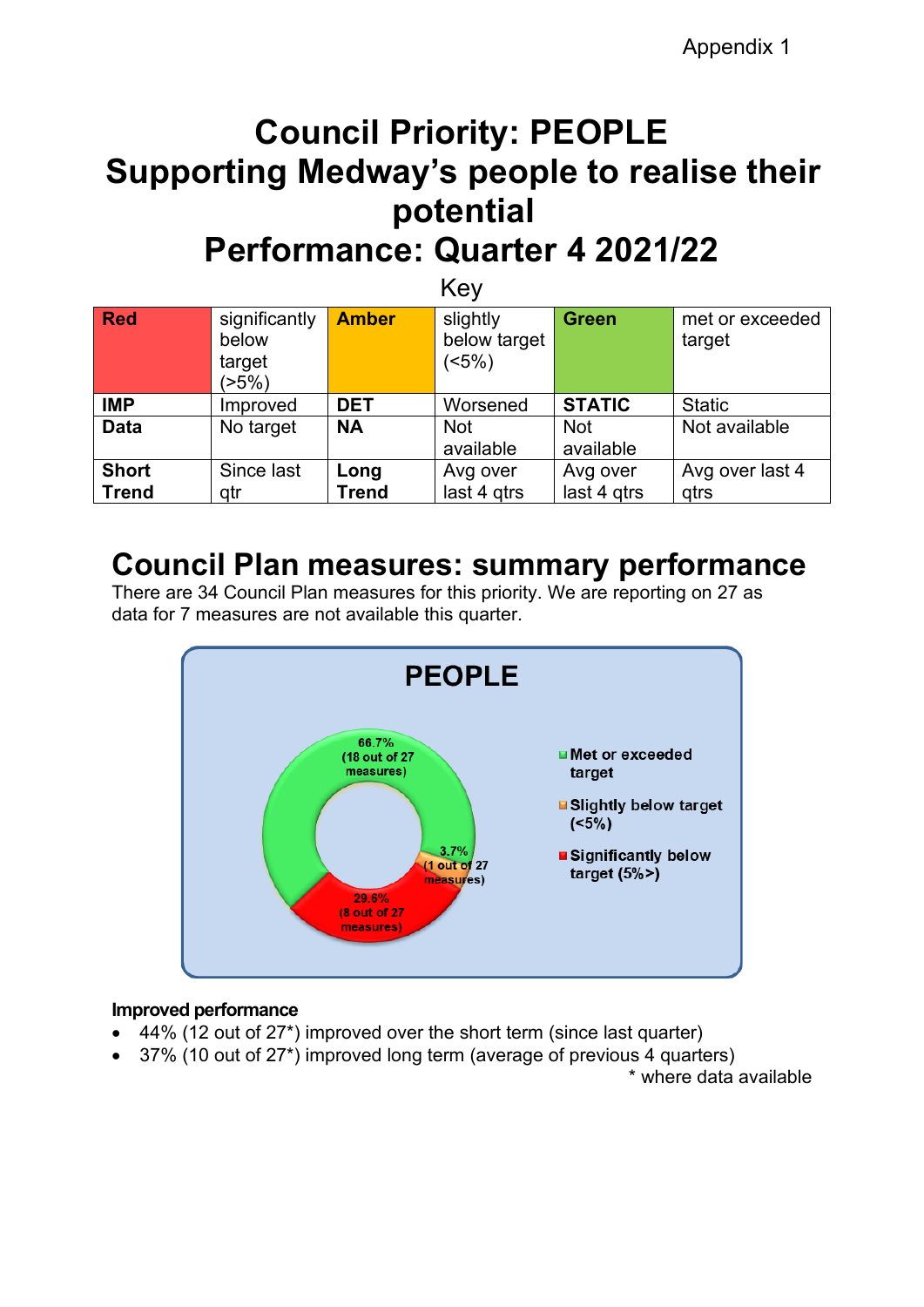Appendix 1

# Council Priority: PEOPLE
# Supporting Medway's people to realise their potential
# Performance: Quarter 4 2021/22

Key

| Red | significantly below target (>5%) | Amber | slightly below target (<5%) | Green | met or exceeded target |
|---|---|---|---|---|---|
| **IMP** | Improved | **DET** | Worsened | **STATIC** | Static |
| **Data** | No target | **NA** | Not available | Not available | Not available |
| **Short Trend** | Since last qtr | **Long Trend** | Avg over last 4 qtrs | Avg over last 4 qtrs | Avg over last 4 qtrs |

## Council Plan measures: summary performance

There are 34 Council Plan measures for this priority. We are reporting on 27 as data for 7 measures are not available this quarter.

**PEOPLE**

- Met or exceeded target: 66.7% (18 out of 27 measures)
- Slightly below target (<5%): 3.7% (1 out of 27 measures)
- Significantly below target (5%>): 29.6% (8 out of 27 measures)

**Improved performance**

- 44% (12 out of 27*) improved over the short term (since last quarter)
- 37% (10 out of 27*) improved long term (average of previous 4 quarters)

\* where data available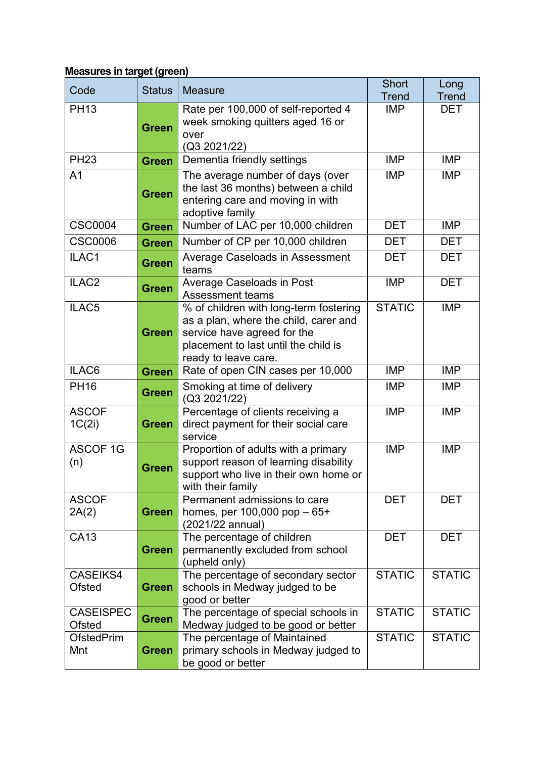**Measures in target (green)**

| Code | Status | Measure | Short Trend | Long Trend |
|---|---|---|---|---|
| PH13 | **Green** | Rate per 100,000 of self-reported 4 week smoking quitters aged 16 or over (Q3 2021/22) | IMP | DET |
| PH23 | **Green** | Dementia friendly settings | IMP | IMP |
| A1 | **Green** | The average number of days (over the last 36 months) between a child entering care and moving in with adoptive family | IMP | IMP |
| CSC0004 | **Green** | Number of LAC per 10,000 children | DET | IMP |
| CSC0006 | **Green** | Number of CP per 10,000 children | DET | DET |
| ILAC1 | **Green** | Average Caseloads in Assessment teams | DET | DET |
| ILAC2 | **Green** | Average Caseloads in Post Assessment teams | IMP | DET |
| ILAC5 | **Green** | % of children with long-term fostering as a plan, where the child, carer and service have agreed for the placement to last until the child is ready to leave care. | STATIC | IMP |
| ILAC6 | **Green** | Rate of open CIN cases per 10,000 | IMP | IMP |
| PH16 | **Green** | Smoking at time of delivery (Q3 2021/22) | IMP | IMP |
| ASCOF 1C(2i) | **Green** | Percentage of clients receiving a direct payment for their social care service | IMP | IMP |
| ASCOF 1G (n) | **Green** | Proportion of adults with a primary support reason of learning disability support who live in their own home or with their family | IMP | IMP |
| ASCOF 2A(2) | **Green** | Permanent admissions to care homes, per 100,000 pop – 65+ (2021/22 annual) | DET | DET |
| CA13 | **Green** | The percentage of children permanently excluded from school (upheld only) | DET | DET |
| CASEIKS4 Ofsted | **Green** | The percentage of secondary sector schools in Medway judged to be good or better | STATIC | STATIC |
| CASEISPEC Ofsted | **Green** | The percentage of special schools in Medway judged to be good or better | STATIC | STATIC |
| OfstedPrim Mnt | **Green** | The percentage of Maintained primary schools in Medway judged to be good or better | STATIC | STATIC |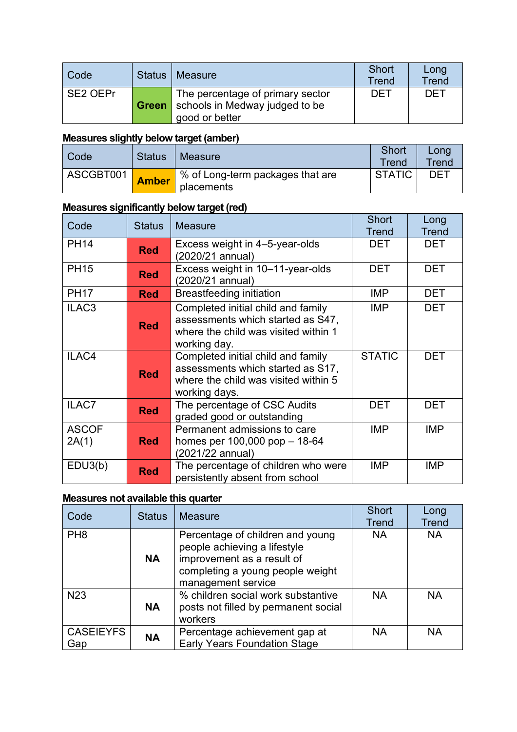| Code | Status | Measure | Short Trend | Long Trend |
|---|---|---|---|---|
| SE2 OEPr | Green | The percentage of primary sector schools in Medway judged to be good or better | DET | DET |

**Measures slightly below target (amber)**

| Code | Status | Measure | Short Trend | Long Trend |
|---|---|---|---|---|
| ASCGBT001 | Amber | % of Long-term packages that are placements | STATIC | DET |

**Measures significantly below target (red)**

| Code | Status | Measure | Short Trend | Long Trend |
|---|---|---|---|---|
| PH14 | Red | Excess weight in 4–5-year-olds (2020/21 annual) | DET | DET |
| PH15 | Red | Excess weight in 10–11-year-olds (2020/21 annual) | DET | DET |
| PH17 | Red | Breastfeeding initiation | IMP | DET |
| ILAC3 | Red | Completed initial child and family assessments which started as S47, where the child was visited within 1 working day. | IMP | DET |
| ILAC4 | Red | Completed initial child and family assessments which started as S17, where the child was visited within 5 working days. | STATIC | DET |
| ILAC7 | Red | The percentage of CSC Audits graded good or outstanding | DET | DET |
| ASCOF 2A(1) | Red | Permanent admissions to care homes per 100,000 pop – 18-64 (2021/22 annual) | IMP | IMP |
| EDU3(b) | Red | The percentage of children who were persistently absent from school | IMP | IMP |

**Measures not available this quarter**

| Code | Status | Measure | Short Trend | Long Trend |
|---|---|---|---|---|
| PH8 | NA | Percentage of children and young people achieving a lifestyle improvement as a result of completing a young people weight management service | NA | NA |
| N23 | NA | % children social work substantive posts not filled by permanent social workers | NA | NA |
| CASEIEYFS Gap | NA | Percentage achievement gap at Early Years Foundation Stage | NA | NA |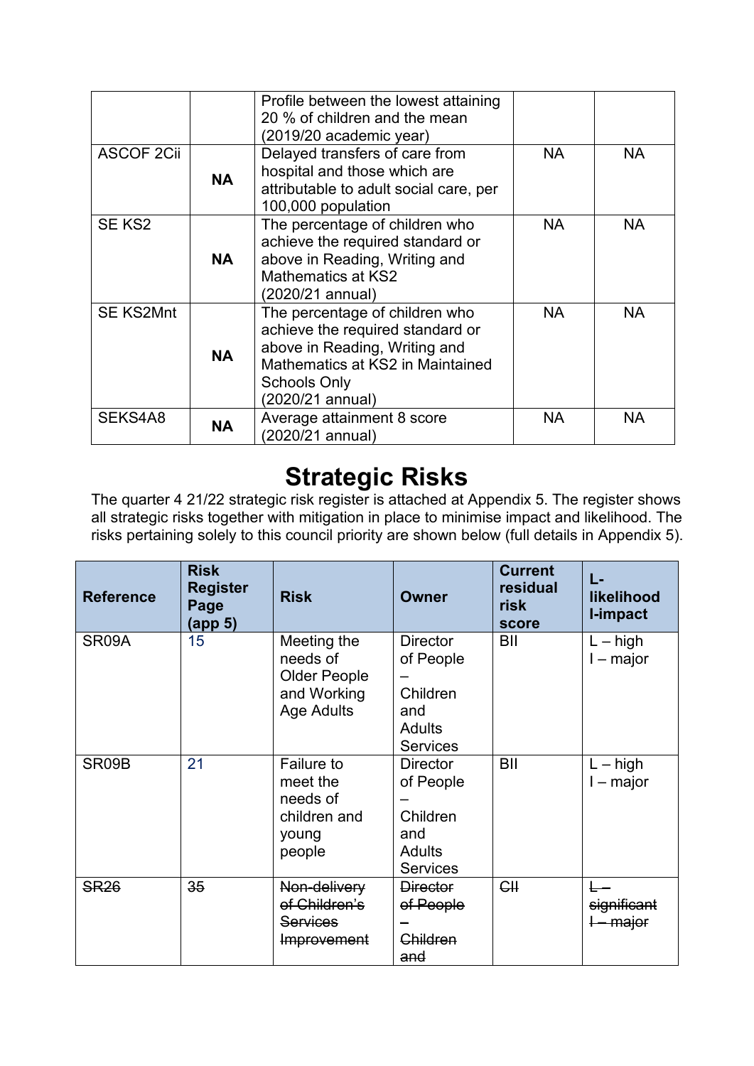|  |  | Profile between the lowest attaining 20 % of children and the mean (2019/20 academic year) |  |  |
| --- | --- | --- | --- | --- |
| ASCOF 2Cii | **NA** | Delayed transfers of care from hospital and those which are attributable to adult social care, per 100,000 population | NA | NA |
| SE KS2 | **NA** | The percentage of children who achieve the required standard or above in Reading, Writing and Mathematics at KS2 (2020/21 annual) | NA | NA |
| SE KS2Mnt | **NA** | The percentage of children who achieve the required standard or above in Reading, Writing and Mathematics at KS2 in Maintained Schools Only (2020/21 annual) | NA | NA |
| SEKS4A8 | **NA** | Average attainment 8 score (2020/21 annual) | NA | NA |

# Strategic Risks

The quarter 4 21/22 strategic risk register is attached at Appendix 5. The register shows all strategic risks together with mitigation in place to minimise impact and likelihood. The risks pertaining solely to this council priority are shown below (full details in Appendix 5).

| Reference | Risk Register Page (app 5) | Risk | Owner | Current residual risk score | L-likelihood I-impact |
| --- | --- | --- | --- | --- | --- |
| SR09A | 15 | Meeting the needs of Older People and Working Age Adults | Director of People – Children and Adults Services | BII | L – high I – major |
| SR09B | 21 | Failure to meet the needs of children and young people | Director of People – Children and Adults Services | BII | L – high I – major |
| ~~SR26~~ | ~~35~~ | ~~Non-delivery of Children's Services Improvement~~ | ~~Director of People – Children and~~ | ~~CII~~ | ~~L – significant I – major~~ |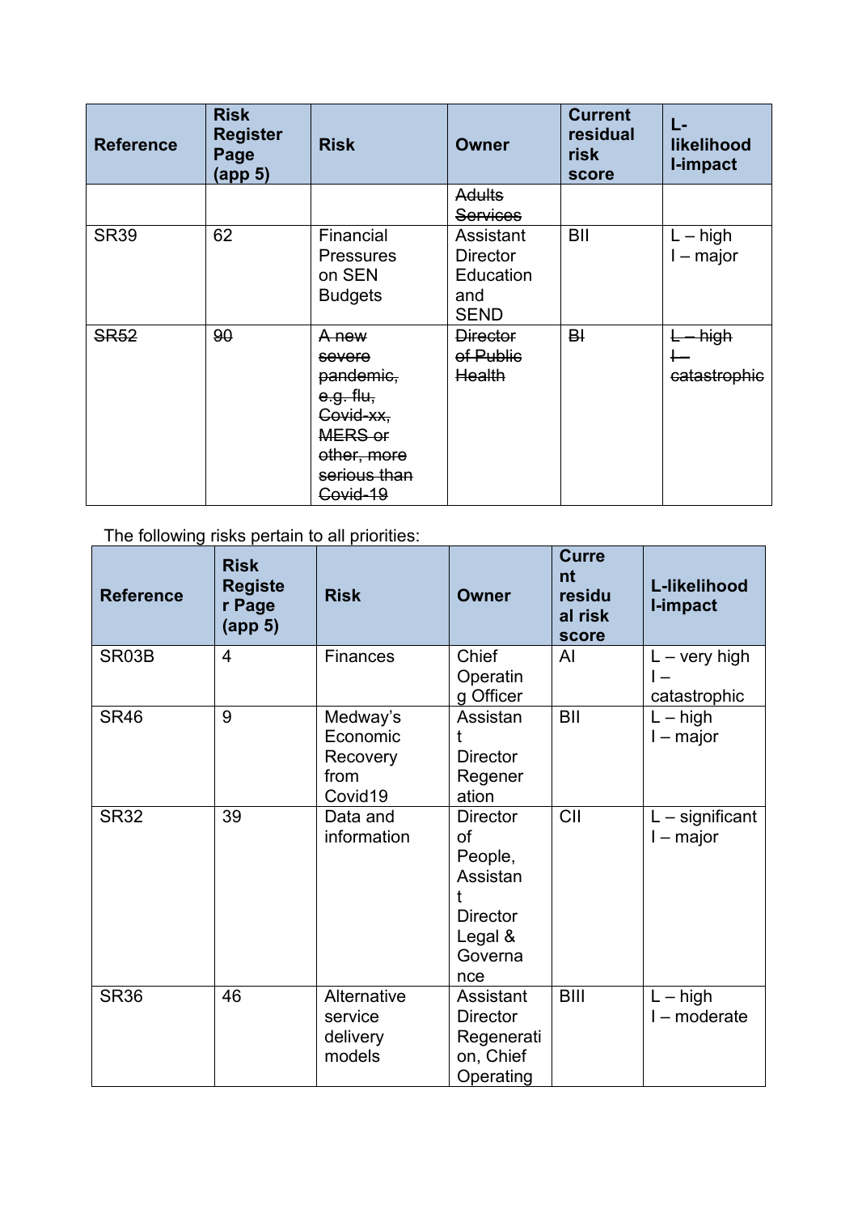| Reference | Risk Register Page (app 5) | Risk | Owner | Current residual risk score | L-likelihood I-impact |
|---|---|---|---|---|---|
| | | | ~~Adults Services~~ | | |
| SR39 | 62 | Financial Pressures on SEN Budgets | Assistant Director Education and SEND | BII | L – high I – major |
| ~~SR52~~ | ~~90~~ | ~~A new severe pandemic, e.g. flu, Covid-xx, MERS or other, more serious than Covid-19~~ | ~~Director of Public Health~~ | ~~BI~~ | ~~L – high I – catastrophic~~ |

The following risks pertain to all priorities:

| Reference | Risk Register Page (app 5) | Risk | Owner | Current residual risk score | L-likelihood I-impact |
|---|---|---|---|---|---|
| SR03B | 4 | Finances | Chief Operating Officer | AI | L – very high I – catastrophic |
| SR46 | 9 | Medway's Economic Recovery from Covid19 | Assistant Director Regeneration | BII | L – high I – major |
| SR32 | 39 | Data and information | Director of People, Assistant Director Legal & Governance | CII | L – significant I – major |
| SR36 | 46 | Alternative service delivery models | Assistant Director Regeneration, Chief Operating | BIII | L – high I – moderate |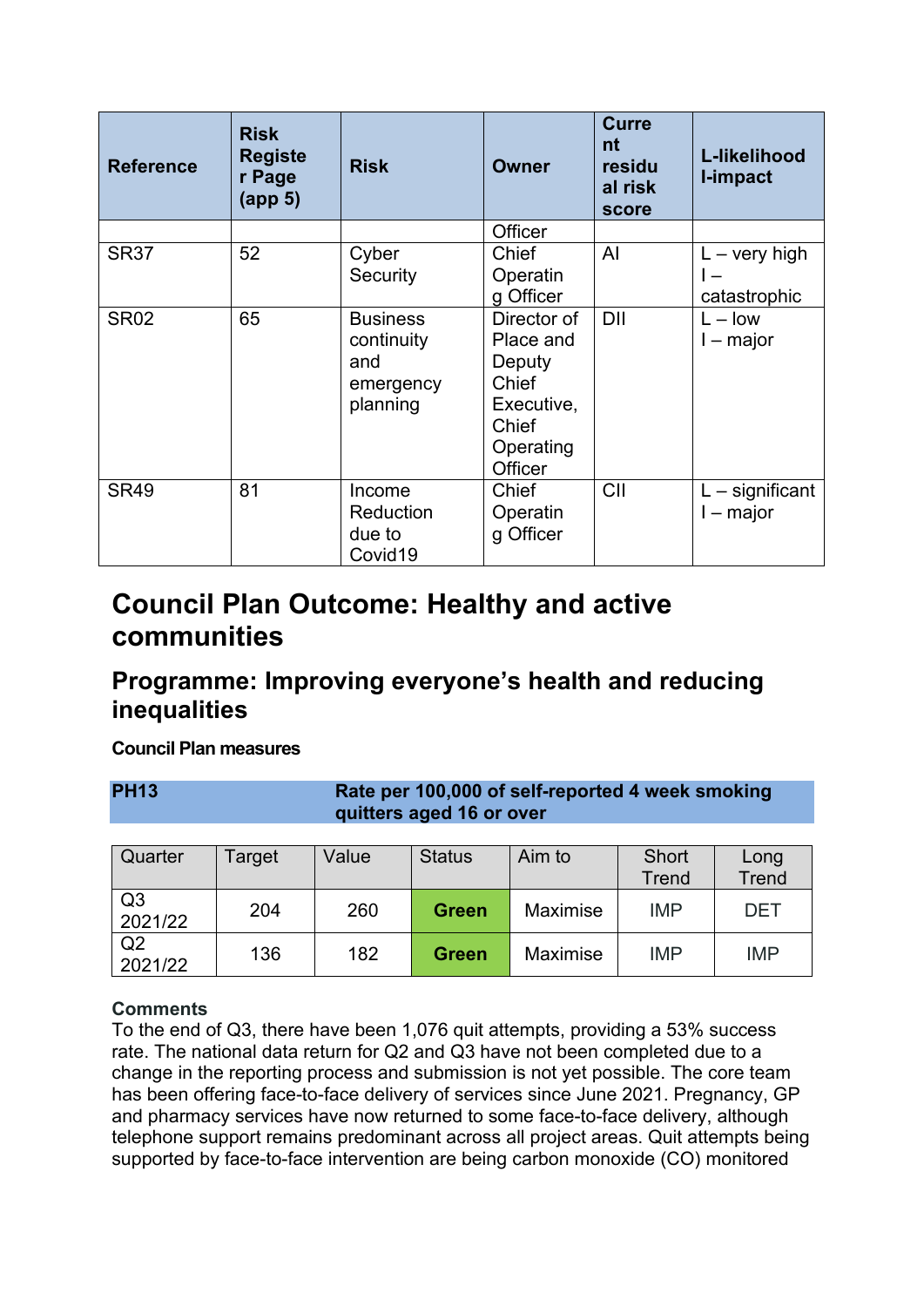| Reference | Risk Register Page (app 5) | Risk | Owner | Current residual risk score | L-likelihood I-impact |
|---|---|---|---|---|---|
| | | | Officer | | |
| SR37 | 52 | Cyber Security | Chief Operating Officer | AI | L – very high I – catastrophic |
| SR02 | 65 | Business continuity and emergency planning | Director of Place and Deputy Chief Executive, Chief Operating Officer | DII | L – low I – major |
| SR49 | 81 | Income Reduction due to Covid19 | Chief Operating Officer | CII | L – significant I – major |

# Council Plan Outcome: Healthy and active communities

## Programme: Improving everyone's health and reducing inequalities

**Council Plan measures**

| PH13 | Rate per 100,000 of self-reported 4 week smoking quitters aged 16 or over |
|---|---|

| Quarter | Target | Value | Status | Aim to | Short Trend | Long Trend |
|---|---|---|---|---|---|---|
| Q3 2021/22 | 204 | 260 | **Green** | Maximise | IMP | DET |
| Q2 2021/22 | 136 | 182 | **Green** | Maximise | IMP | IMP |

**Comments**

To the end of Q3, there have been 1,076 quit attempts, providing a 53% success rate. The national data return for Q2 and Q3 have not been completed due to a change in the reporting process and submission is not yet possible. The core team has been offering face-to-face delivery of services since June 2021. Pregnancy, GP and pharmacy services have now returned to some face-to-face delivery, although telephone support remains predominant across all project areas. Quit attempts being supported by face-to-face intervention are being carbon monoxide (CO) monitored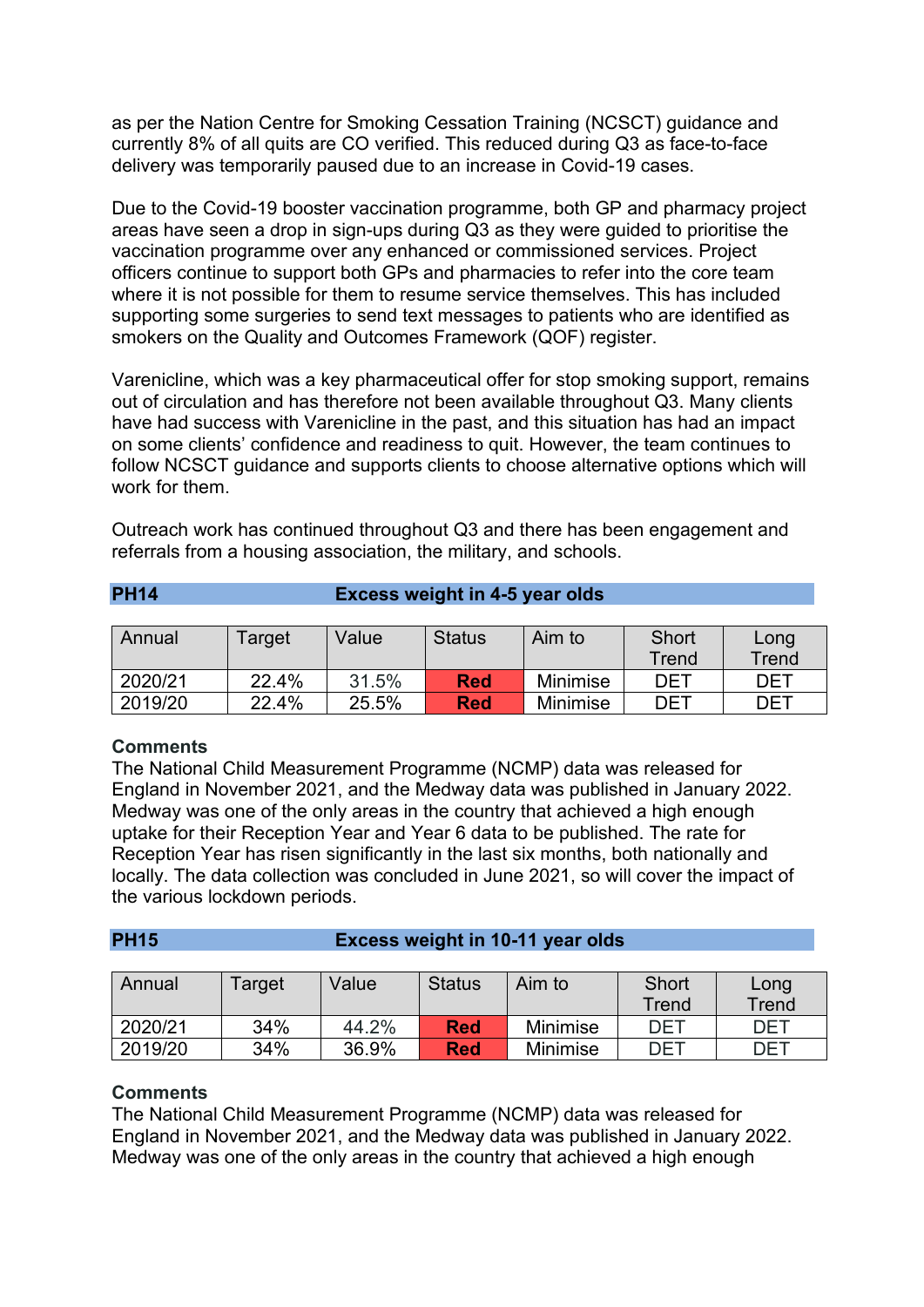as per the Nation Centre for Smoking Cessation Training (NCSCT) guidance and currently 8% of all quits are CO verified. This reduced during Q3 as face-to-face delivery was temporarily paused due to an increase in Covid-19 cases.

Due to the Covid-19 booster vaccination programme, both GP and pharmacy project areas have seen a drop in sign-ups during Q3 as they were guided to prioritise the vaccination programme over any enhanced or commissioned services. Project officers continue to support both GPs and pharmacies to refer into the core team where it is not possible for them to resume service themselves. This has included supporting some surgeries to send text messages to patients who are identified as smokers on the Quality and Outcomes Framework (QOF) register.

Varenicline, which was a key pharmaceutical offer for stop smoking support, remains out of circulation and has therefore not been available throughout Q3. Many clients have had success with Varenicline in the past, and this situation has had an impact on some clients' confidence and readiness to quit. However, the team continues to follow NCSCT guidance and supports clients to choose alternative options which will work for them.

Outreach work has continued throughout Q3 and there has been engagement and referrals from a housing association, the military, and schools.

## PH14 Excess weight in 4-5 year olds

| Annual | Target | Value | Status | Aim to | Short Trend | Long Trend |
|---|---|---|---|---|---|---|
| 2020/21 | 22.4% | 31.5% | **Red** | Minimise | DET | DET |
| 2019/20 | 22.4% | 25.5% | **Red** | Minimise | DET | DET |

**Comments**

The National Child Measurement Programme (NCMP) data was released for England in November 2021, and the Medway data was published in January 2022. Medway was one of the only areas in the country that achieved a high enough uptake for their Reception Year and Year 6 data to be published. The rate for Reception Year has risen significantly in the last six months, both nationally and locally. The data collection was concluded in June 2021, so will cover the impact of the various lockdown periods.

## PH15 Excess weight in 10-11 year olds

| Annual | Target | Value | Status | Aim to | Short Trend | Long Trend |
|---|---|---|---|---|---|---|
| 2020/21 | 34% | 44.2% | **Red** | Minimise | DET | DET |
| 2019/20 | 34% | 36.9% | **Red** | Minimise | DET | DET |

**Comments**

The National Child Measurement Programme (NCMP) data was released for England in November 2021, and the Medway data was published in January 2022. Medway was one of the only areas in the country that achieved a high enough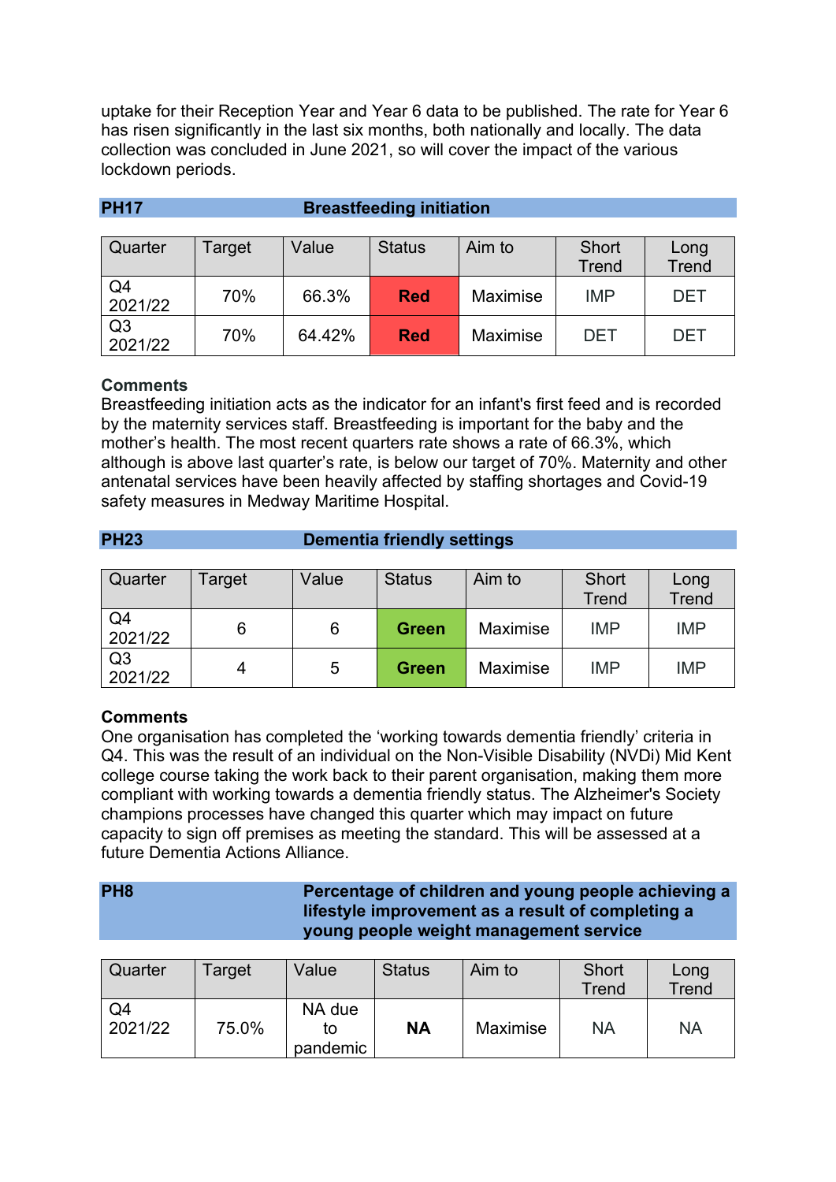uptake for their Reception Year and Year 6 data to be published. The rate for Year 6 has risen significantly in the last six months, both nationally and locally. The data collection was concluded in June 2021, so will cover the impact of the various lockdown periods.

## PH17 Breastfeeding initiation

| Quarter | Target | Value | Status | Aim to | Short Trend | Long Trend |
|---|---|---|---|---|---|---|
| Q4 2021/22 | 70% | 66.3% | **Red** | Maximise | IMP | DET |
| Q3 2021/22 | 70% | 64.42% | **Red** | Maximise | DET | DET |

**Comments**

Breastfeeding initiation acts as the indicator for an infant's first feed and is recorded by the maternity services staff. Breastfeeding is important for the baby and the mother's health. The most recent quarters rate shows a rate of 66.3%, which although is above last quarter's rate, is below our target of 70%. Maternity and other antenatal services have been heavily affected by staffing shortages and Covid-19 safety measures in Medway Maritime Hospital.

## PH23 Dementia friendly settings

| Quarter | Target | Value | Status | Aim to | Short Trend | Long Trend |
|---|---|---|---|---|---|---|
| Q4 2021/22 | 6 | 6 | **Green** | Maximise | IMP | IMP |
| Q3 2021/22 | 4 | 5 | **Green** | Maximise | IMP | IMP |

**Comments**

One organisation has completed the 'working towards dementia friendly' criteria in Q4. This was the result of an individual on the Non-Visible Disability (NVDi) Mid Kent college course taking the work back to their parent organisation, making them more compliant with working towards a dementia friendly status. The Alzheimer's Society champions processes have changed this quarter which may impact on future capacity to sign off premises as meeting the standard. This will be assessed at a future Dementia Actions Alliance.

## PH8 Percentage of children and young people achieving a lifestyle improvement as a result of completing a young people weight management service

| Quarter | Target | Value | Status | Aim to | Short Trend | Long Trend |
|---|---|---|---|---|---|---|
| Q4 2021/22 | 75.0% | NA due to pandemic | **NA** | Maximise | NA | NA |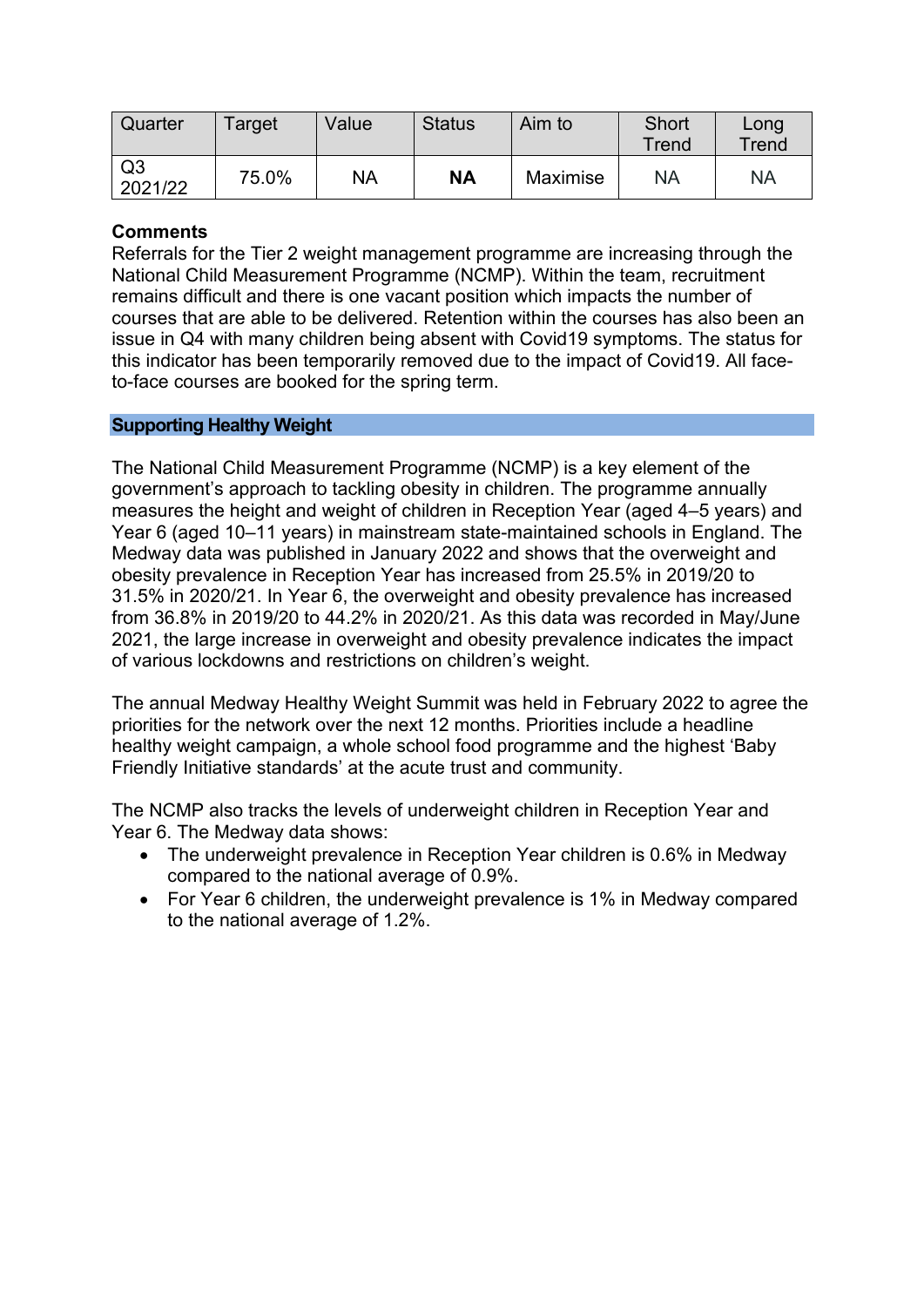| Quarter | Target | Value | Status | Aim to | Short Trend | Long Trend |
|---|---|---|---|---|---|---|
| Q3 2021/22 | 75.0% | NA | **NA** | Maximise | NA | NA |

**Comments**

Referrals for the Tier 2 weight management programme are increasing through the National Child Measurement Programme (NCMP). Within the team, recruitment remains difficult and there is one vacant position which impacts the number of courses that are able to be delivered. Retention within the courses has also been an issue in Q4 with many children being absent with Covid19 symptoms. The status for this indicator has been temporarily removed due to the impact of Covid19. All face-to-face courses are booked for the spring term.

## Supporting Healthy Weight

The National Child Measurement Programme (NCMP) is a key element of the government's approach to tackling obesity in children. The programme annually measures the height and weight of children in Reception Year (aged 4–5 years) and Year 6 (aged 10–11 years) in mainstream state-maintained schools in England. The Medway data was published in January 2022 and shows that the overweight and obesity prevalence in Reception Year has increased from 25.5% in 2019/20 to 31.5% in 2020/21. In Year 6, the overweight and obesity prevalence has increased from 36.8% in 2019/20 to 44.2% in 2020/21. As this data was recorded in May/June 2021, the large increase in overweight and obesity prevalence indicates the impact of various lockdowns and restrictions on children's weight.

The annual Medway Healthy Weight Summit was held in February 2022 to agree the priorities for the network over the next 12 months. Priorities include a headline healthy weight campaign, a whole school food programme and the highest 'Baby Friendly Initiative standards' at the acute trust and community.

The NCMP also tracks the levels of underweight children in Reception Year and Year 6. The Medway data shows:

- The underweight prevalence in Reception Year children is 0.6% in Medway compared to the national average of 0.9%.
- For Year 6 children, the underweight prevalence is 1% in Medway compared to the national average of 1.2%.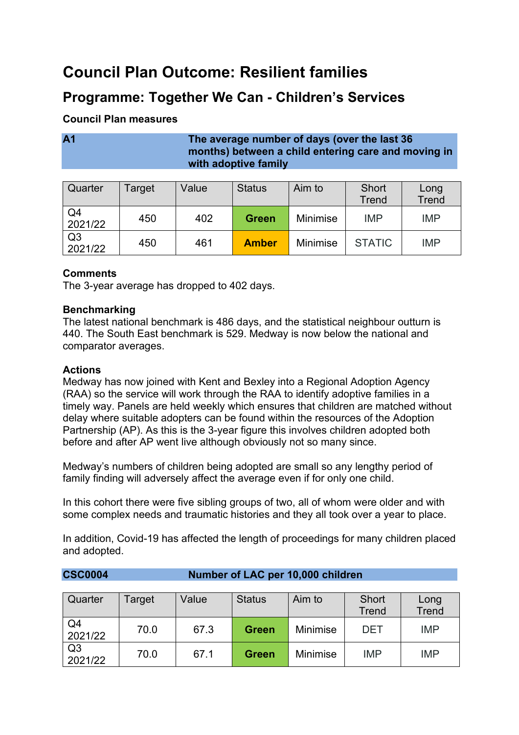# Council Plan Outcome: Resilient families

## Programme: Together We Can - Children's Services

### Council Plan measures

**A1** | **The average number of days (over the last 36 months) between a child entering care and moving in with adoptive family**

| Quarter | Target | Value | Status | Aim to | Short Trend | Long Trend |
|---|---|---|---|---|---|---|
| Q4 2021/22 | 450 | 402 | **Green** | Minimise | IMP | IMP |
| Q3 2021/22 | 450 | 461 | **Amber** | Minimise | STATIC | IMP |

**Comments**
The 3-year average has dropped to 402 days.

**Benchmarking**
The latest national benchmark is 486 days, and the statistical neighbour outturn is 440. The South East benchmark is 529. Medway is now below the national and comparator averages.

**Actions**
Medway has now joined with Kent and Bexley into a Regional Adoption Agency (RAA) so the service will work through the RAA to identify adoptive families in a timely way. Panels are held weekly which ensures that children are matched without delay where suitable adopters can be found within the resources of the Adoption Partnership (AP). As this is the 3-year figure this involves children adopted both before and after AP went live although obviously not so many since.

Medway's numbers of children being adopted are small so any lengthy period of family finding will adversely affect the average even if for only one child.

In this cohort there were five sibling groups of two, all of whom were older and with some complex needs and traumatic histories and they all took over a year to place.

In addition, Covid-19 has affected the length of proceedings for many children placed and adopted.

**CSC0004** | **Number of LAC per 10,000 children**

| Quarter | Target | Value | Status | Aim to | Short Trend | Long Trend |
|---|---|---|---|---|---|---|
| Q4 2021/22 | 70.0 | 67.3 | **Green** | Minimise | DET | IMP |
| Q3 2021/22 | 70.0 | 67.1 | **Green** | Minimise | IMP | IMP |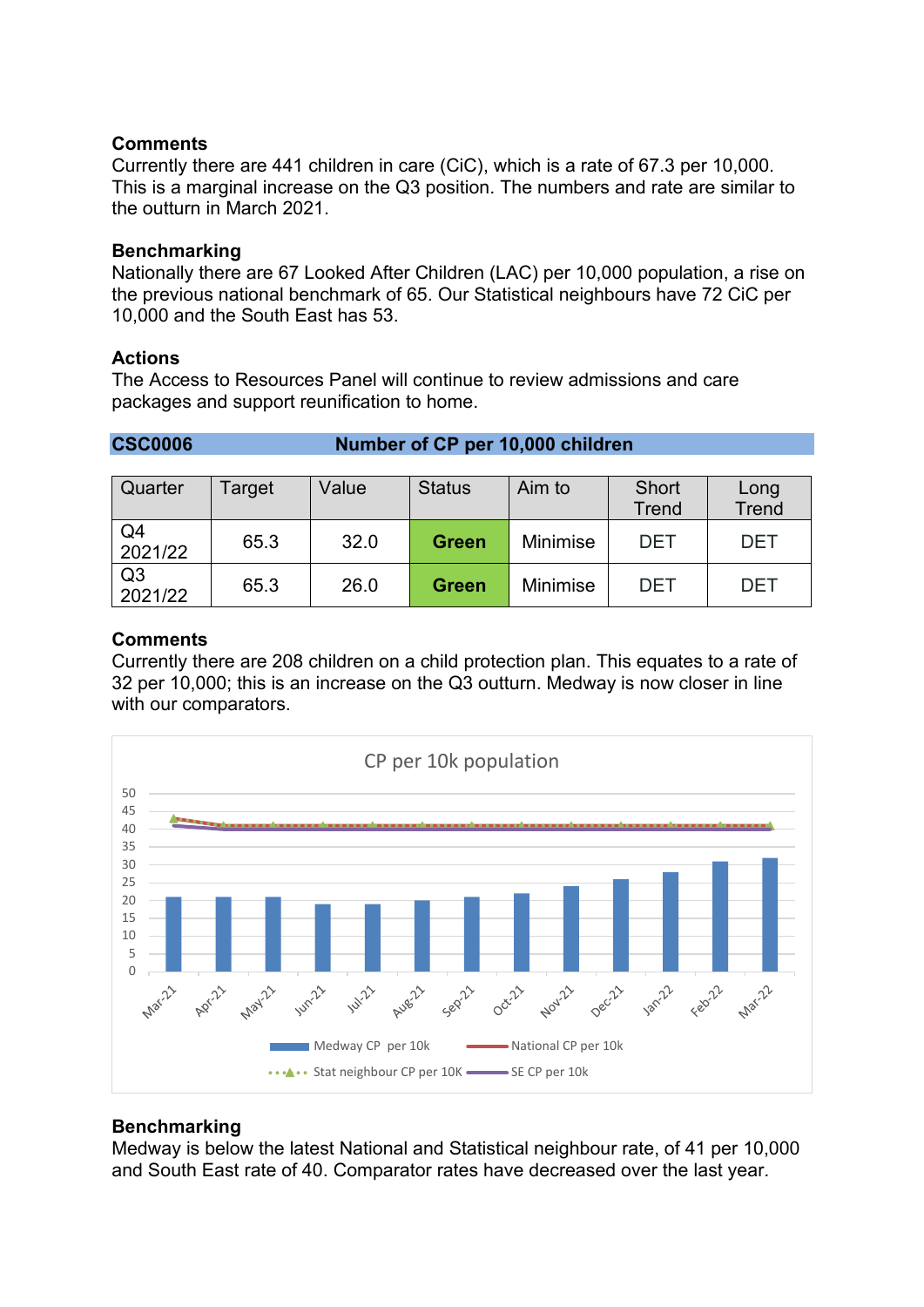**Comments**
Currently there are 441 children in care (CiC), which is a rate of 67.3 per 10,000. This is a marginal increase on the Q3 position. The numbers and rate are similar to the outturn in March 2021.

**Benchmarking**
Nationally there are 67 Looked After Children (LAC) per 10,000 population, a rise on the previous national benchmark of 65. Our Statistical neighbours have 72 CiC per 10,000 and the South East has 53.

**Actions**
The Access to Resources Panel will continue to review admissions and care packages and support reunification to home.

## CSC0006 Number of CP per 10,000 children

| Quarter | Target | Value | Status | Aim to | Short Trend | Long Trend |
|---|---|---|---|---|---|---|
| Q4 2021/22 | 65.3 | 32.0 | Green | Minimise | DET | DET |
| Q3 2021/22 | 65.3 | 26.0 | Green | Minimise | DET | DET |

**Comments**
Currently there are 208 children on a child protection plan. This equates to a rate of 32 per 10,000; this is an increase on the Q3 outturn. Medway is now closer in line with our comparators.

CP per 10k population

Legend: Medway CP per 10k; National CP per 10k; Stat neighbour CP per 10K; SE CP per 10k

**Benchmarking**
Medway is below the latest National and Statistical neighbour rate, of 41 per 10,000 and South East rate of 40. Comparator rates have decreased over the last year.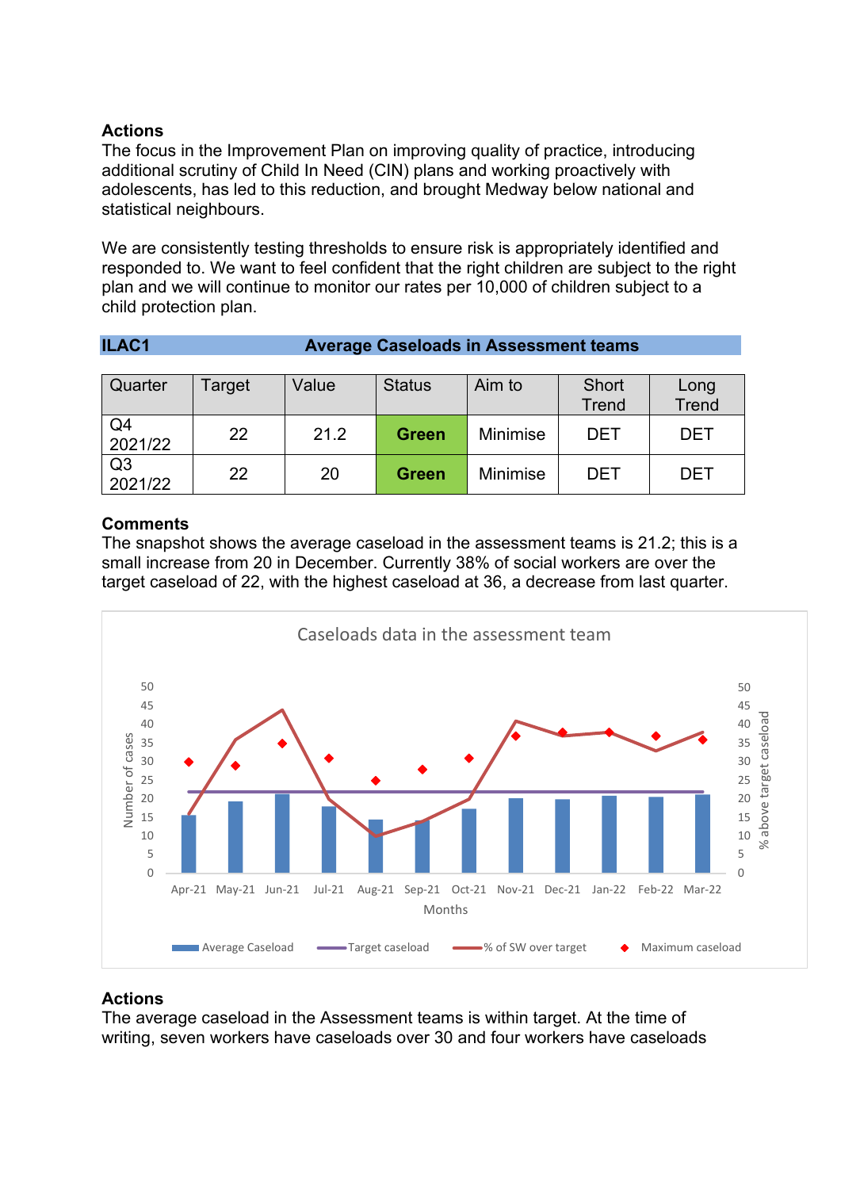**Actions**

The focus in the Improvement Plan on improving quality of practice, introducing additional scrutiny of Child In Need (CIN) plans and working proactively with adolescents, has led to this reduction, and brought Medway below national and statistical neighbours.

We are consistently testing thresholds to ensure risk is appropriately identified and responded to. We want to feel confident that the right children are subject to the right plan and we will continue to monitor our rates per 10,000 of children subject to a child protection plan.

**ILAC1 Average Caseloads in Assessment teams**

| Quarter | Target | Value | Status | Aim to | Short Trend | Long Trend |
|---|---|---|---|---|---|---|
| Q4 2021/22 | 22 | 21.2 | **Green** | Minimise | DET | DET |
| Q3 2021/22 | 22 | 20 | **Green** | Minimise | DET | DET |

**Comments**

The snapshot shows the average caseload in the assessment teams is 21.2; this is a small increase from 20 in December. Currently 38% of social workers are over the target caseload of 22, with the highest caseload at 36, a decrease from last quarter.

Caseloads data in the assessment team

**Actions**

The average caseload in the Assessment teams is within target. At the time of writing, seven workers have caseloads over 30 and four workers have caseloads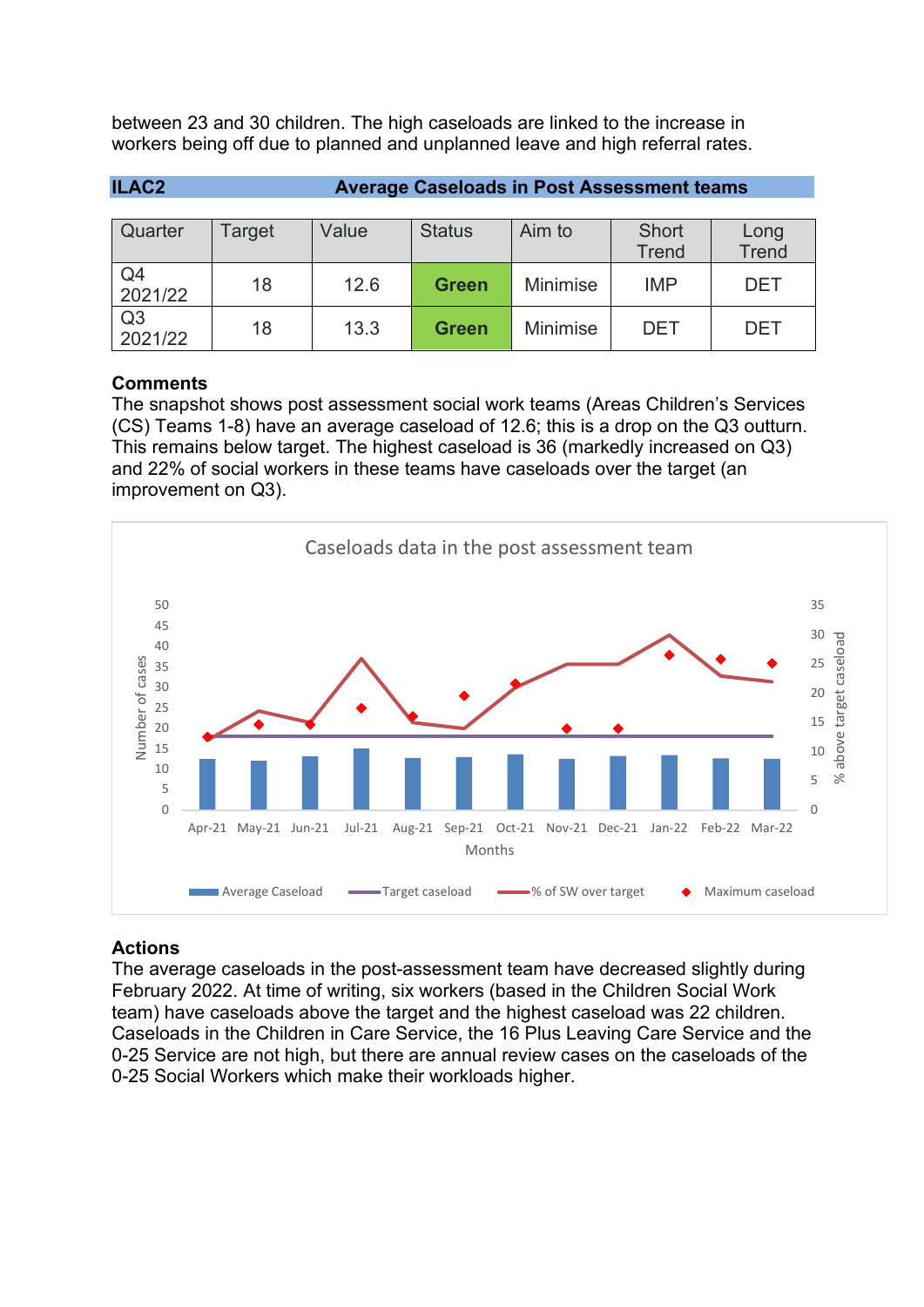between 23 and 30 children. The high caseloads are linked to the increase in workers being off due to planned and unplanned leave and high referral rates.

| **ILAC2** | **Average Caseloads in Post Assessment teams** | | | | | |
|---|---|---|---|---|---|---|
| Quarter | Target | Value | Status | Aim to | Short Trend | Long Trend |
| Q4 2021/22 | 18 | 12.6 | **Green** | Minimise | IMP | DET |
| Q3 2021/22 | 18 | 13.3 | **Green** | Minimise | DET | DET |

**Comments**

The snapshot shows post assessment social work teams (Areas Children's Services (CS) Teams 1-8) have an average caseload of 12.6; this is a drop on the Q3 outturn. This remains below target. The highest caseload is 36 (markedly increased on Q3) and 22% of social workers in these teams have caseloads over the target (an improvement on Q3).

Caseloads data in the post assessment team

**Actions**

The average caseloads in the post-assessment team have decreased slightly during February 2022. At time of writing, six workers (based in the Children Social Work team) have caseloads above the target and the highest caseload was 22 children. Caseloads in the Children in Care Service, the 16 Plus Leaving Care Service and the 0-25 Service are not high, but there are annual review cases on the caseloads of the 0-25 Social Workers which make their workloads higher.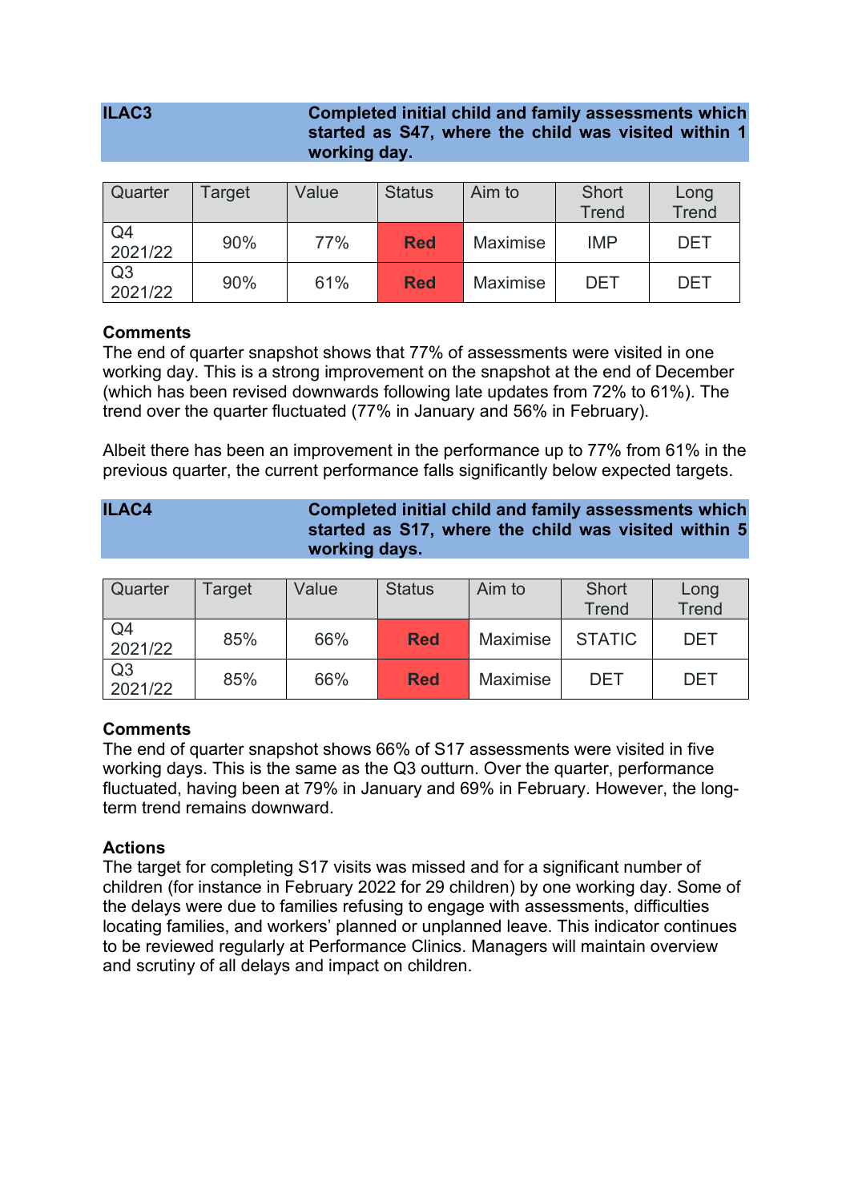## ILAC3 — Completed initial child and family assessments which started as S47, where the child was visited within 1 working day.

| Quarter | Target | Value | Status | Aim to | Short Trend | Long Trend |
|---|---|---|---|---|---|---|
| Q4 2021/22 | 90% | 77% | **Red** | Maximise | IMP | DET |
| Q3 2021/22 | 90% | 61% | **Red** | Maximise | DET | DET |

**Comments**

The end of quarter snapshot shows that 77% of assessments were visited in one working day. This is a strong improvement on the snapshot at the end of December (which has been revised downwards following late updates from 72% to 61%). The trend over the quarter fluctuated (77% in January and 56% in February).

Albeit there has been an improvement in the performance up to 77% from 61% in the previous quarter, the current performance falls significantly below expected targets.

## ILAC4 — Completed initial child and family assessments which started as S17, where the child was visited within 5 working days.

| Quarter | Target | Value | Status | Aim to | Short Trend | Long Trend |
|---|---|---|---|---|---|---|
| Q4 2021/22 | 85% | 66% | **Red** | Maximise | STATIC | DET |
| Q3 2021/22 | 85% | 66% | **Red** | Maximise | DET | DET |

**Comments**

The end of quarter snapshot shows 66% of S17 assessments were visited in five working days. This is the same as the Q3 outturn. Over the quarter, performance fluctuated, having been at 79% in January and 69% in February. However, the long-term trend remains downward.

**Actions**

The target for completing S17 visits was missed and for a significant number of children (for instance in February 2022 for 29 children) by one working day. Some of the delays were due to families refusing to engage with assessments, difficulties locating families, and workers' planned or unplanned leave. This indicator continues to be reviewed regularly at Performance Clinics. Managers will maintain overview and scrutiny of all delays and impact on children.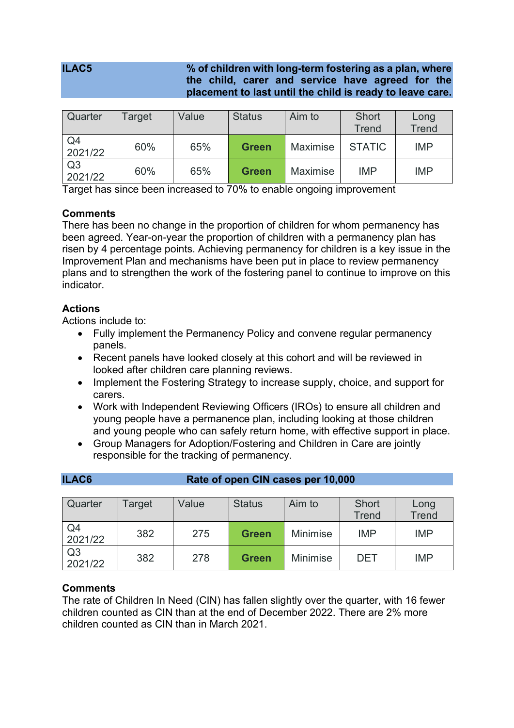## ILAC5 % of children with long-term fostering as a plan, where the child, carer and service have agreed for the placement to last until the child is ready to leave care.

| Quarter | Target | Value | Status | Aim to | Short Trend | Long Trend |
|---|---|---|---|---|---|---|
| Q4 2021/22 | 60% | 65% | **Green** | Maximise | STATIC | IMP |
| Q3 2021/22 | 60% | 65% | **Green** | Maximise | IMP | IMP |

Target has since been increased to 70% to enable ongoing improvement

**Comments**

There has been no change in the proportion of children for whom permanency has been agreed. Year-on-year the proportion of children with a permanency plan has risen by 4 percentage points. Achieving permanency for children is a key issue in the Improvement Plan and mechanisms have been put in place to review permanency plans and to strengthen the work of the fostering panel to continue to improve on this indicator.

**Actions**

Actions include to:

- Fully implement the Permanency Policy and convene regular permanency panels.
- Recent panels have looked closely at this cohort and will be reviewed in looked after children care planning reviews.
- Implement the Fostering Strategy to increase supply, choice, and support for carers.
- Work with Independent Reviewing Officers (IROs) to ensure all children and young people have a permanence plan, including looking at those children and young people who can safely return home, with effective support in place.
- Group Managers for Adoption/Fostering and Children in Care are jointly responsible for the tracking of permanency.

## ILAC6 Rate of open CIN cases per 10,000

| Quarter | Target | Value | Status | Aim to | Short Trend | Long Trend |
|---|---|---|---|---|---|---|
| Q4 2021/22 | 382 | 275 | **Green** | Minimise | IMP | IMP |
| Q3 2021/22 | 382 | 278 | **Green** | Minimise | DET | IMP |

**Comments**

The rate of Children In Need (CIN) has fallen slightly over the quarter, with 16 fewer children counted as CIN than at the end of December 2022. There are 2% more children counted as CIN than in March 2021.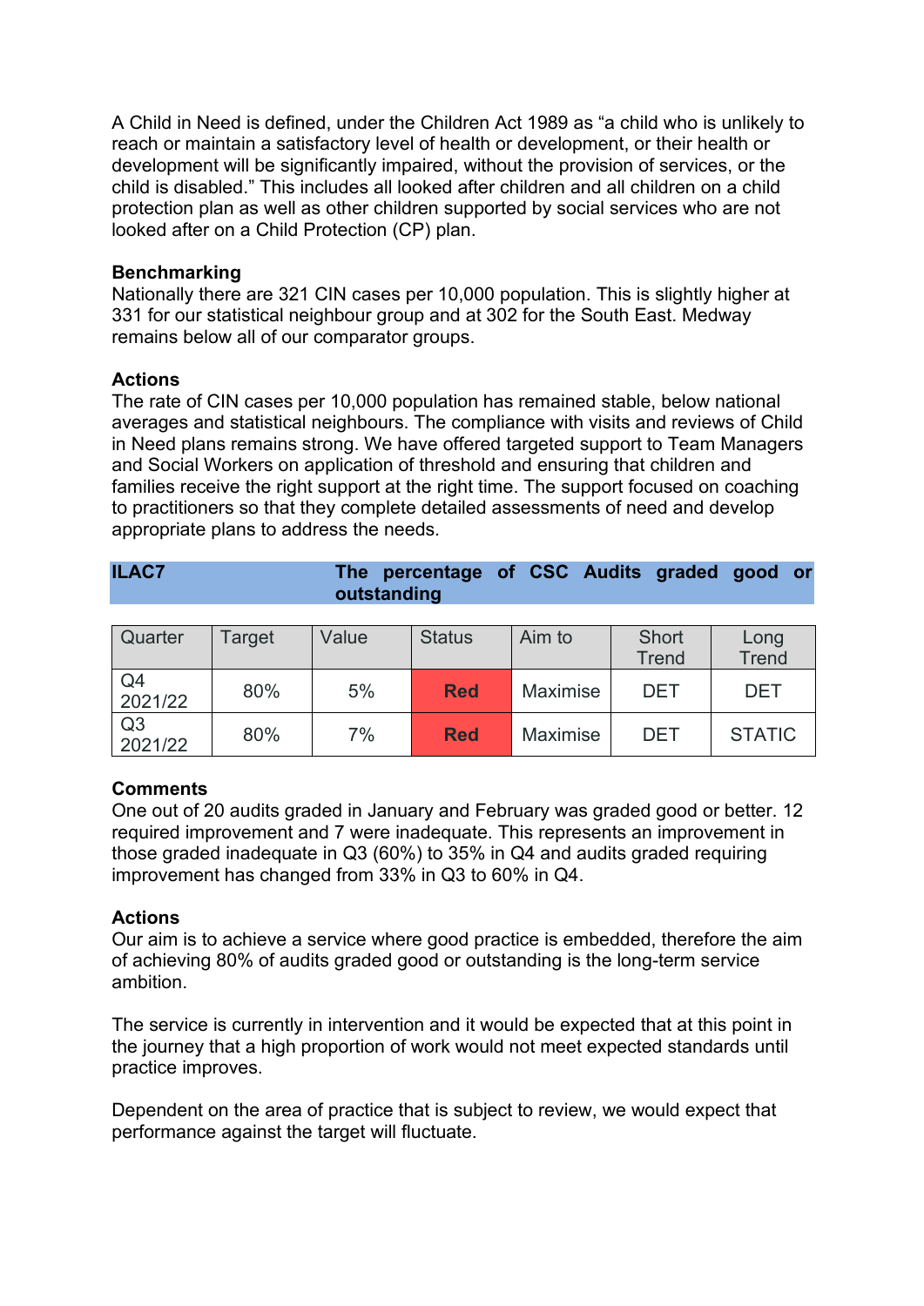A Child in Need is defined, under the Children Act 1989 as "a child who is unlikely to reach or maintain a satisfactory level of health or development, or their health or development will be significantly impaired, without the provision of services, or the child is disabled." This includes all looked after children and all children on a child protection plan as well as other children supported by social services who are not looked after on a Child Protection (CP) plan.

**Benchmarking**
Nationally there are 321 CIN cases per 10,000 population. This is slightly higher at 331 for our statistical neighbour group and at 302 for the South East. Medway remains below all of our comparator groups.

**Actions**
The rate of CIN cases per 10,000 population has remained stable, below national averages and statistical neighbours. The compliance with visits and reviews of Child in Need plans remains strong. We have offered targeted support to Team Managers and Social Workers on application of threshold and ensuring that children and families receive the right support at the right time. The support focused on coaching to practitioners so that they complete detailed assessments of need and develop appropriate plans to address the needs.

## ILAC7 The percentage of CSC Audits graded good or outstanding

| Quarter | Target | Value | Status | Aim to | Short Trend | Long Trend |
|---|---|---|---|---|---|---|
| Q4 2021/22 | 80% | 5% | **Red** | Maximise | DET | DET |
| Q3 2021/22 | 80% | 7% | **Red** | Maximise | DET | STATIC |

**Comments**
One out of 20 audits graded in January and February was graded good or better. 12 required improvement and 7 were inadequate. This represents an improvement in those graded inadequate in Q3 (60%) to 35% in Q4 and audits graded requiring improvement has changed from 33% in Q3 to 60% in Q4.

**Actions**
Our aim is to achieve a service where good practice is embedded, therefore the aim of achieving 80% of audits graded good or outstanding is the long-term service ambition.

The service is currently in intervention and it would be expected that at this point in the journey that a high proportion of work would not meet expected standards until practice improves.

Dependent on the area of practice that is subject to review, we would expect that performance against the target will fluctuate.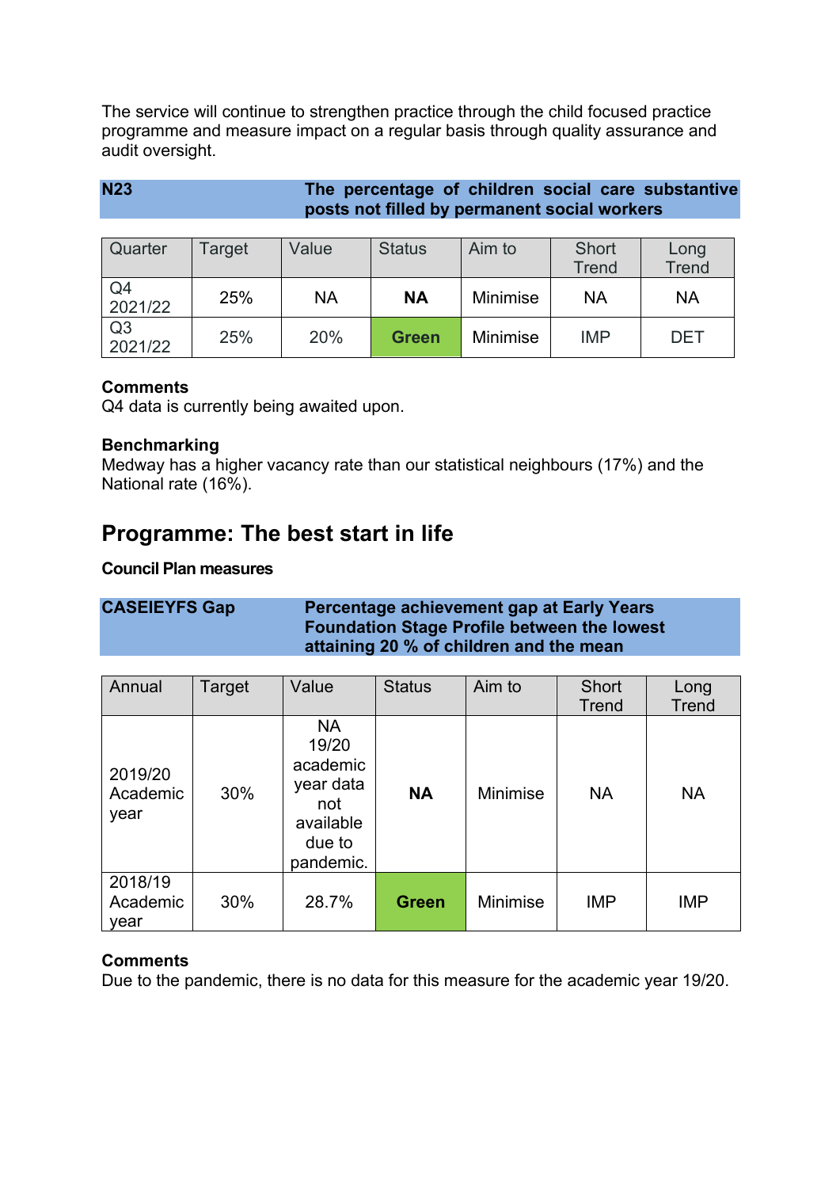The service will continue to strengthen practice through the child focused practice programme and measure impact on a regular basis through quality assurance and audit oversight.

| **N23** | **The percentage of children social care substantive posts not filled by permanent social workers** |
|---|---|

| Quarter | Target | Value | Status | Aim to | Short Trend | Long Trend |
|---|---|---|---|---|---|---|
| Q4 2021/22 | 25% | NA | **NA** | Minimise | NA | NA |
| Q3 2021/22 | 25% | 20% | **Green** | Minimise | IMP | DET |

**Comments**
Q4 data is currently being awaited upon.

**Benchmarking**
Medway has a higher vacancy rate than our statistical neighbours (17%) and the National rate (16%).

## Programme: The best start in life

**Council Plan measures**

| **CASEIEYFS Gap** | **Percentage achievement gap at Early Years Foundation Stage Profile between the lowest attaining 20 % of children and the mean** |
|---|---|

| Annual | Target | Value | Status | Aim to | Short Trend | Long Trend |
|---|---|---|---|---|---|---|
| 2019/20 Academic year | 30% | NA 19/20 academic year data not available due to pandemic. | **NA** | Minimise | NA | NA |
| 2018/19 Academic year | 30% | 28.7% | **Green** | Minimise | IMP | IMP |

**Comments**
Due to the pandemic, there is no data for this measure for the academic year 19/20.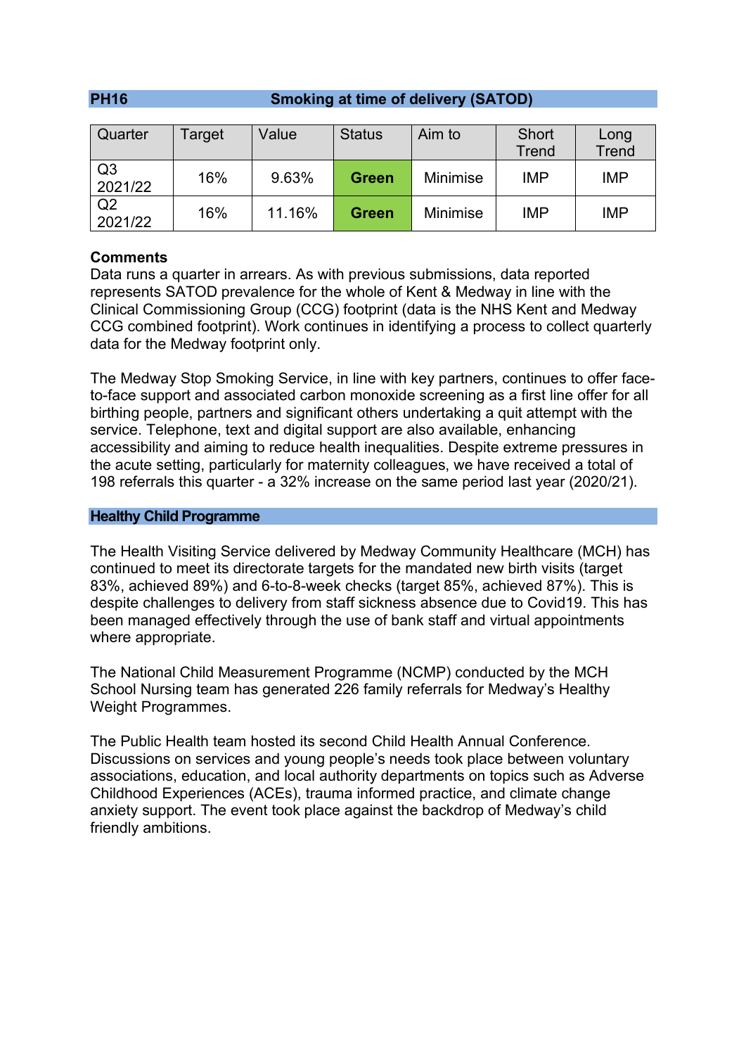## PH16 Smoking at time of delivery (SATOD)

| Quarter | Target | Value | Status | Aim to | Short Trend | Long Trend |
|---|---|---|---|---|---|---|
| Q3 2021/22 | 16% | 9.63% | **Green** | Minimise | IMP | IMP |
| Q2 2021/22 | 16% | 11.16% | **Green** | Minimise | IMP | IMP |

**Comments**

Data runs a quarter in arrears. As with previous submissions, data reported represents SATOD prevalence for the whole of Kent & Medway in line with the Clinical Commissioning Group (CCG) footprint (data is the NHS Kent and Medway CCG combined footprint). Work continues in identifying a process to collect quarterly data for the Medway footprint only.

The Medway Stop Smoking Service, in line with key partners, continues to offer face-to-face support and associated carbon monoxide screening as a first line offer for all birthing people, partners and significant others undertaking a quit attempt with the service. Telephone, text and digital support are also available, enhancing accessibility and aiming to reduce health inequalities. Despite extreme pressures in the acute setting, particularly for maternity colleagues, we have received a total of 198 referrals this quarter - a 32% increase on the same period last year (2020/21).

## Healthy Child Programme

The Health Visiting Service delivered by Medway Community Healthcare (MCH) has continued to meet its directorate targets for the mandated new birth visits (target 83%, achieved 89%) and 6-to-8-week checks (target 85%, achieved 87%). This is despite challenges to delivery from staff sickness absence due to Covid19. This has been managed effectively through the use of bank staff and virtual appointments where appropriate.

The National Child Measurement Programme (NCMP) conducted by the MCH School Nursing team has generated 226 family referrals for Medway's Healthy Weight Programmes.

The Public Health team hosted its second Child Health Annual Conference. Discussions on services and young people's needs took place between voluntary associations, education, and local authority departments on topics such as Adverse Childhood Experiences (ACEs), trauma informed practice, and climate change anxiety support. The event took place against the backdrop of Medway's child friendly ambitions.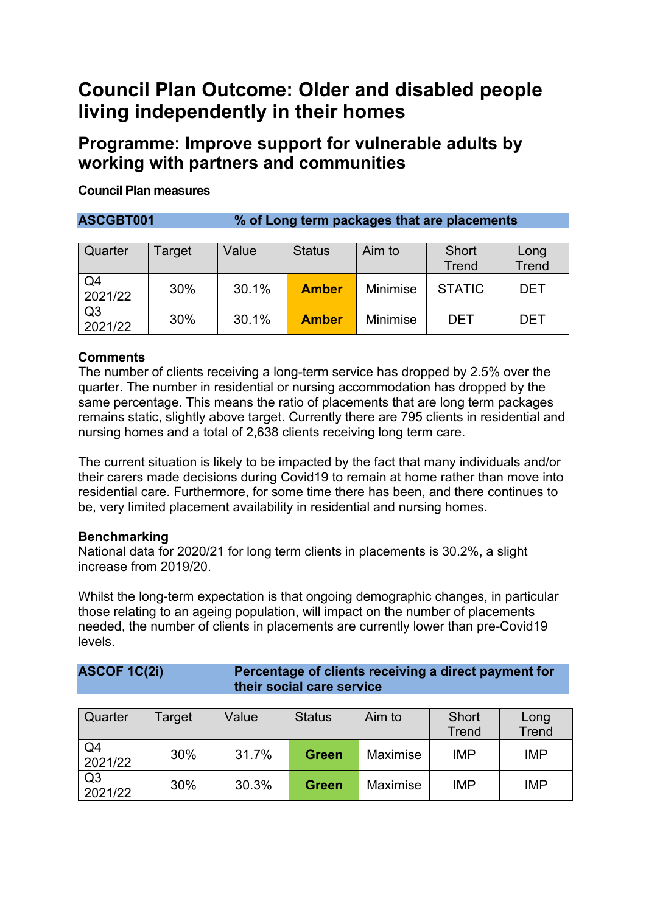# Council Plan Outcome: Older and disabled people living independently in their homes

## Programme: Improve support for vulnerable adults by working with partners and communities

**Council Plan measures**

| **ASCGBT001** | **% of Long term packages that are placements** | | | | | |
|---|---|---|---|---|---|---|
| Quarter | Target | Value | Status | Aim to | Short Trend | Long Trend |
| Q4 2021/22 | 30% | 30.1% | **Amber** | Minimise | STATIC | DET |
| Q3 2021/22 | 30% | 30.1% | **Amber** | Minimise | DET | DET |

**Comments**
The number of clients receiving a long-term service has dropped by 2.5% over the quarter. The number in residential or nursing accommodation has dropped by the same percentage. This means the ratio of placements that are long term packages remains static, slightly above target. Currently there are 795 clients in residential and nursing homes and a total of 2,638 clients receiving long term care.

The current situation is likely to be impacted by the fact that many individuals and/or their carers made decisions during Covid19 to remain at home rather than move into residential care. Furthermore, for some time there has been, and there continues to be, very limited placement availability in residential and nursing homes.

**Benchmarking**
National data for 2020/21 for long term clients in placements is 30.2%, a slight increase from 2019/20.

Whilst the long-term expectation is that ongoing demographic changes, in particular those relating to an ageing population, will impact on the number of placements needed, the number of clients in placements are currently lower than pre-Covid19 levels.

| **ASCOF 1C(2i)** | **Percentage of clients receiving a direct payment for their social care service** | | | | | |
|---|---|---|---|---|---|---|
| Quarter | Target | Value | Status | Aim to | Short Trend | Long Trend |
| Q4 2021/22 | 30% | 31.7% | **Green** | Maximise | IMP | IMP |
| Q3 2021/22 | 30% | 30.3% | **Green** | Maximise | IMP | IMP |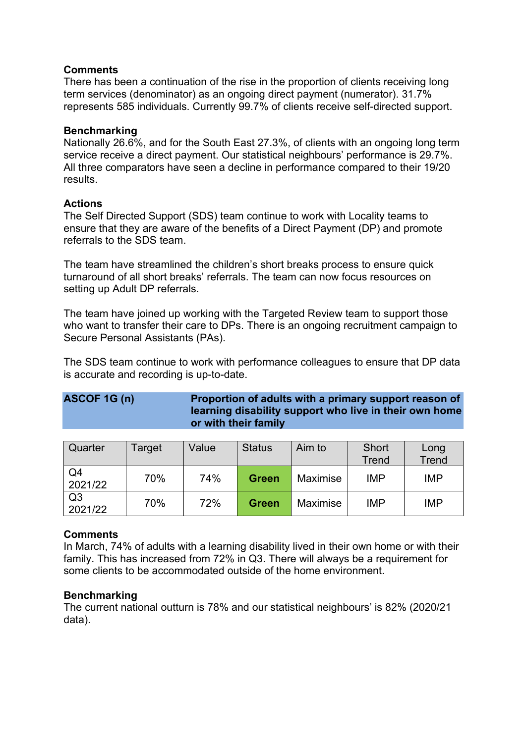**Comments**

There has been a continuation of the rise in the proportion of clients receiving long term services (denominator) as an ongoing direct payment (numerator). 31.7% represents 585 individuals. Currently 99.7% of clients receive self-directed support.

**Benchmarking**

Nationally 26.6%, and for the South East 27.3%, of clients with an ongoing long term service receive a direct payment. Our statistical neighbours' performance is 29.7%. All three comparators have seen a decline in performance compared to their 19/20 results.

**Actions**

The Self Directed Support (SDS) team continue to work with Locality teams to ensure that they are aware of the benefits of a Direct Payment (DP) and promote referrals to the SDS team.

The team have streamlined the children's short breaks process to ensure quick turnaround of all short breaks' referrals. The team can now focus resources on setting up Adult DP referrals.

The team have joined up working with the Targeted Review team to support those who want to transfer their care to DPs. There is an ongoing recruitment campaign to Secure Personal Assistants (PAs).

The SDS team continue to work with performance colleagues to ensure that DP data is accurate and recording is up-to-date.

### ASCOF 1G (n) — Proportion of adults with a primary support reason of learning disability support who live in their own home or with their family

| Quarter | Target | Value | Status | Aim to | Short Trend | Long Trend |
|---|---|---|---|---|---|---|
| Q4 2021/22 | 70% | 74% | **Green** | Maximise | IMP | IMP |
| Q3 2021/22 | 70% | 72% | **Green** | Maximise | IMP | IMP |

**Comments**

In March, 74% of adults with a learning disability lived in their own home or with their family. This has increased from 72% in Q3. There will always be a requirement for some clients to be accommodated outside of the home environment.

**Benchmarking**

The current national outturn is 78% and our statistical neighbours' is 82% (2020/21 data).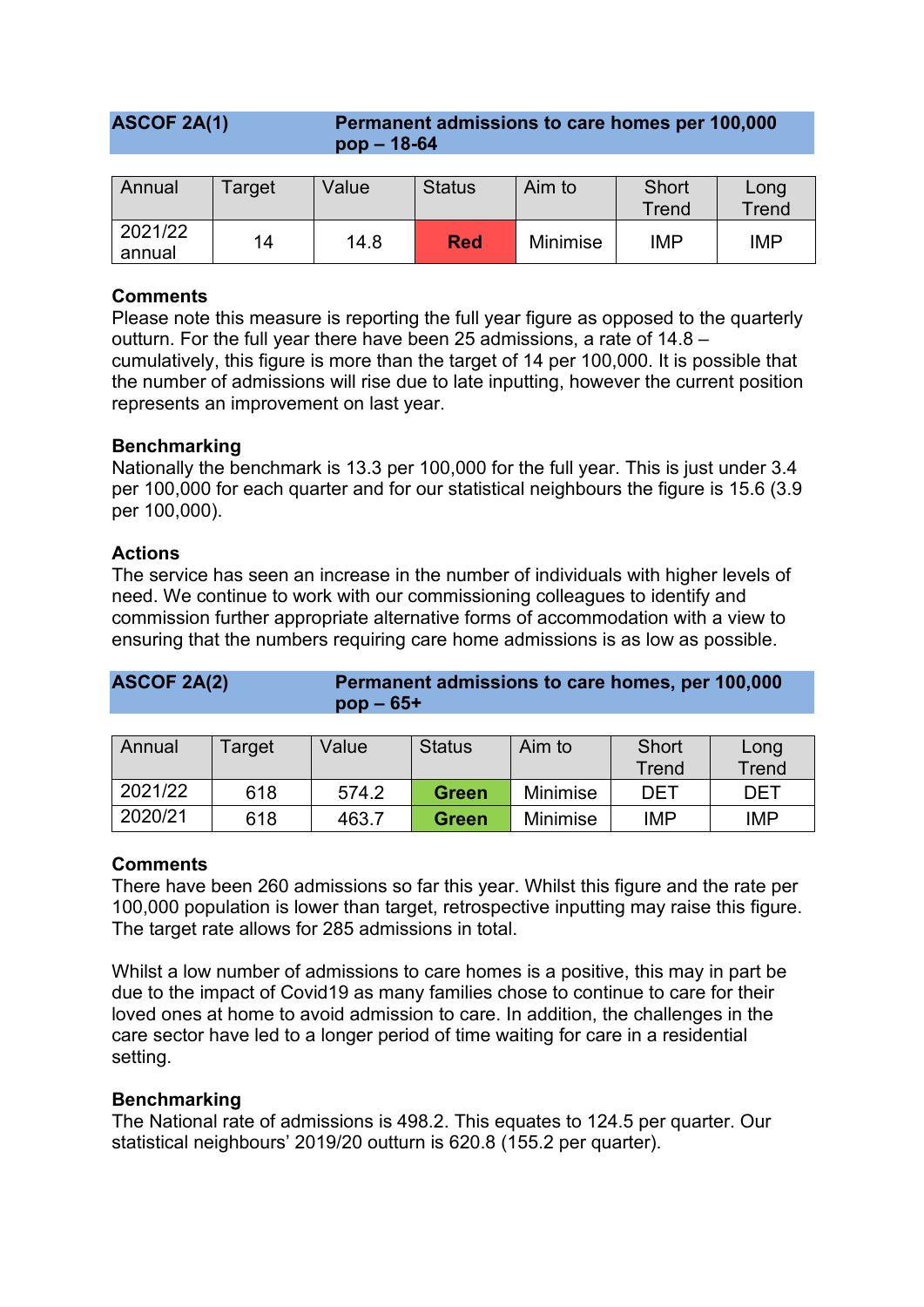## ASCOF 2A(1) — Permanent admissions to care homes per 100,000 pop – 18-64

| Annual | Target | Value | Status | Aim to | Short Trend | Long Trend |
|---|---|---|---|---|---|---|
| 2021/22 annual | 14 | 14.8 | **Red** | Minimise | IMP | IMP |

**Comments**

Please note this measure is reporting the full year figure as opposed to the quarterly outturn. For the full year there have been 25 admissions, a rate of 14.8 – cumulatively, this figure is more than the target of 14 per 100,000. It is possible that the number of admissions will rise due to late inputting, however the current position represents an improvement on last year.

**Benchmarking**

Nationally the benchmark is 13.3 per 100,000 for the full year. This is just under 3.4 per 100,000 for each quarter and for our statistical neighbours the figure is 15.6 (3.9 per 100,000).

**Actions**

The service has seen an increase in the number of individuals with higher levels of need. We continue to work with our commissioning colleagues to identify and commission further appropriate alternative forms of accommodation with a view to ensuring that the numbers requiring care home admissions is as low as possible.

## ASCOF 2A(2) — Permanent admissions to care homes, per 100,000 pop – 65+

| Annual | Target | Value | Status | Aim to | Short Trend | Long Trend |
|---|---|---|---|---|---|---|
| 2021/22 | 618 | 574.2 | **Green** | Minimise | DET | DET |
| 2020/21 | 618 | 463.7 | **Green** | Minimise | IMP | IMP |

**Comments**

There have been 260 admissions so far this year. Whilst this figure and the rate per 100,000 population is lower than target, retrospective inputting may raise this figure. The target rate allows for 285 admissions in total.

Whilst a low number of admissions to care homes is a positive, this may in part be due to the impact of Covid19 as many families chose to continue to care for their loved ones at home to avoid admission to care. In addition, the challenges in the care sector have led to a longer period of time waiting for care in a residential setting.

**Benchmarking**

The National rate of admissions is 498.2. This equates to 124.5 per quarter. Our statistical neighbours' 2019/20 outturn is 620.8 (155.2 per quarter).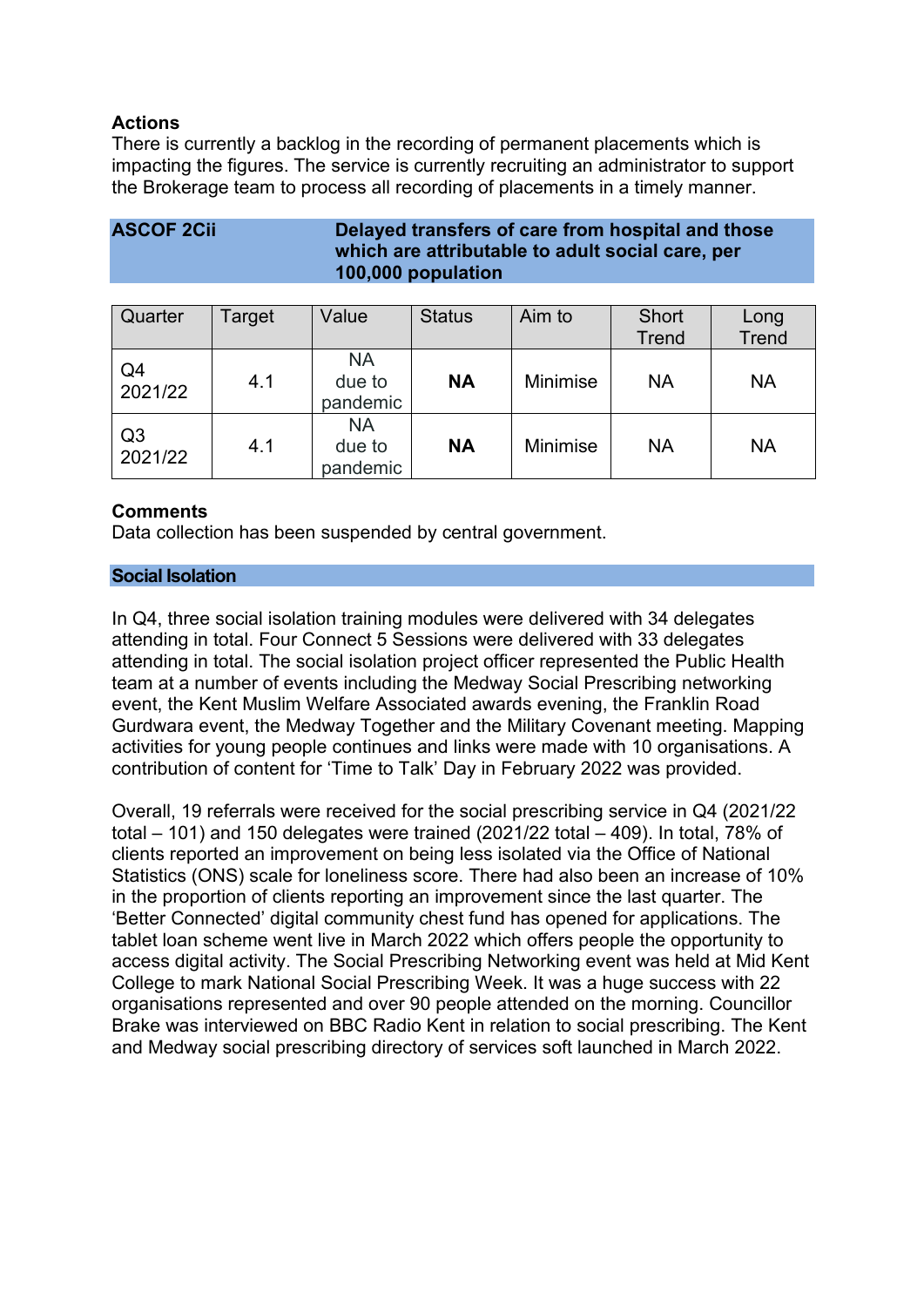**Actions**

There is currently a backlog in the recording of permanent placements which is impacting the figures. The service is currently recruiting an administrator to support the Brokerage team to process all recording of placements in a timely manner.

| **ASCOF 2Cii** | **Delayed transfers of care from hospital and those which are attributable to adult social care, per 100,000 population** |
|---|---|

| Quarter | Target | Value | Status | Aim to | Short Trend | Long Trend |
|---|---|---|---|---|---|---|
| Q4 2021/22 | 4.1 | NA due to pandemic | **NA** | Minimise | NA | NA |
| Q3 2021/22 | 4.1 | NA due to pandemic | **NA** | Minimise | NA | NA |

**Comments**

Data collection has been suspended by central government.

**Social Isolation**

In Q4, three social isolation training modules were delivered with 34 delegates attending in total. Four Connect 5 Sessions were delivered with 33 delegates attending in total. The social isolation project officer represented the Public Health team at a number of events including the Medway Social Prescribing networking event, the Kent Muslim Welfare Associated awards evening, the Franklin Road Gurdwara event, the Medway Together and the Military Covenant meeting. Mapping activities for young people continues and links were made with 10 organisations. A contribution of content for 'Time to Talk' Day in February 2022 was provided.

Overall, 19 referrals were received for the social prescribing service in Q4 (2021/22 total – 101) and 150 delegates were trained (2021/22 total – 409). In total, 78% of clients reported an improvement on being less isolated via the Office of National Statistics (ONS) scale for loneliness score. There had also been an increase of 10% in the proportion of clients reporting an improvement since the last quarter. The 'Better Connected' digital community chest fund has opened for applications. The tablet loan scheme went live in March 2022 which offers people the opportunity to access digital activity. The Social Prescribing Networking event was held at Mid Kent College to mark National Social Prescribing Week. It was a huge success with 22 organisations represented and over 90 people attended on the morning. Councillor Brake was interviewed on BBC Radio Kent in relation to social prescribing. The Kent and Medway social prescribing directory of services soft launched in March 2022.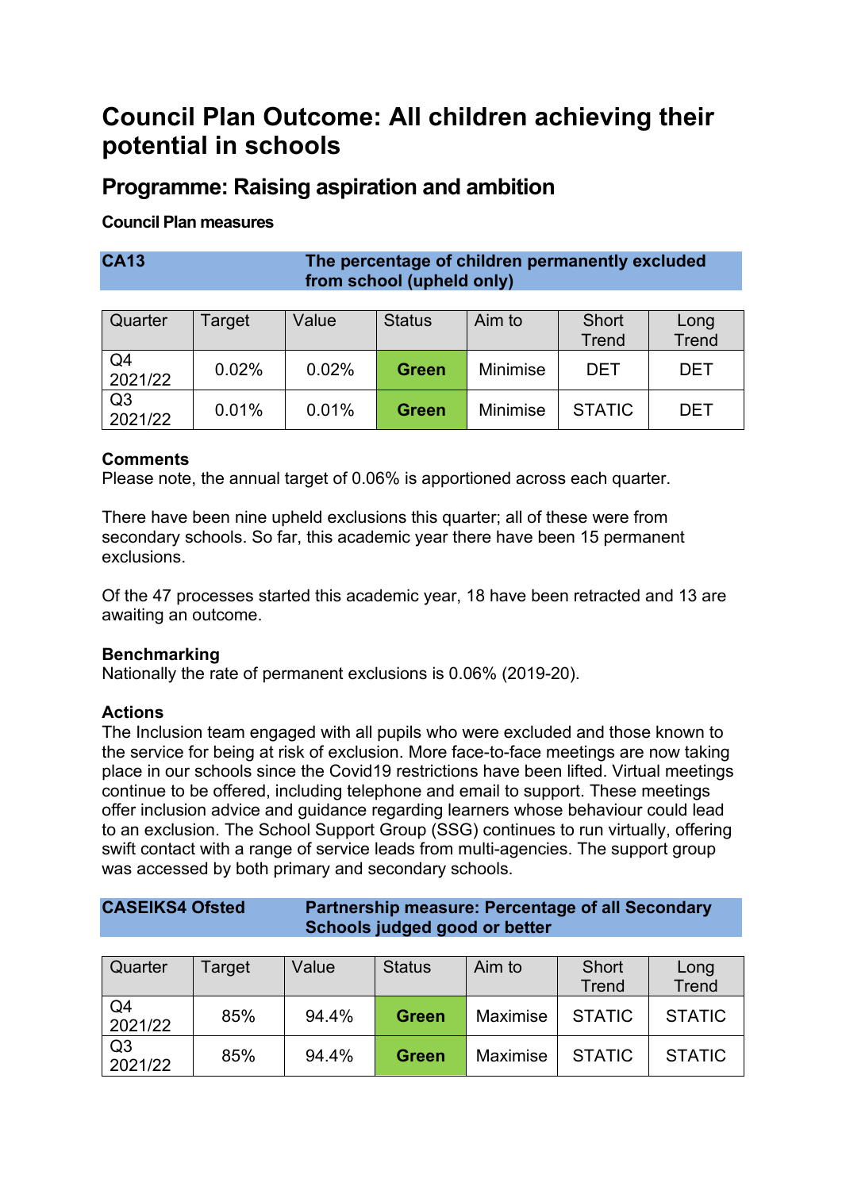# Council Plan Outcome: All children achieving their potential in schools

## Programme: Raising aspiration and ambition

**Council Plan measures**

| **CA13** | **The percentage of children permanently excluded from school (upheld only)** |
|---|---|

| Quarter | Target | Value | Status | Aim to | Short Trend | Long Trend |
|---|---|---|---|---|---|---|
| Q4 2021/22 | 0.02% | 0.02% | **Green** | Minimise | DET | DET |
| Q3 2021/22 | 0.01% | 0.01% | **Green** | Minimise | STATIC | DET |

**Comments**
Please note, the annual target of 0.06% is apportioned across each quarter.

There have been nine upheld exclusions this quarter; all of these were from secondary schools. So far, this academic year there have been 15 permanent exclusions.

Of the 47 processes started this academic year, 18 have been retracted and 13 are awaiting an outcome.

**Benchmarking**
Nationally the rate of permanent exclusions is 0.06% (2019-20).

**Actions**
The Inclusion team engaged with all pupils who were excluded and those known to the service for being at risk of exclusion. More face-to-face meetings are now taking place in our schools since the Covid19 restrictions have been lifted. Virtual meetings continue to be offered, including telephone and email to support. These meetings offer inclusion advice and guidance regarding learners whose behaviour could lead to an exclusion. The School Support Group (SSG) continues to run virtually, offering swift contact with a range of service leads from multi-agencies. The support group was accessed by both primary and secondary schools.

| **CASEIKS4 Ofsted** | **Partnership measure: Percentage of all Secondary Schools judged good or better** |
|---|---|

| Quarter | Target | Value | Status | Aim to | Short Trend | Long Trend |
|---|---|---|---|---|---|---|
| Q4 2021/22 | 85% | 94.4% | **Green** | Maximise | STATIC | STATIC |
| Q3 2021/22 | 85% | 94.4% | **Green** | Maximise | STATIC | STATIC |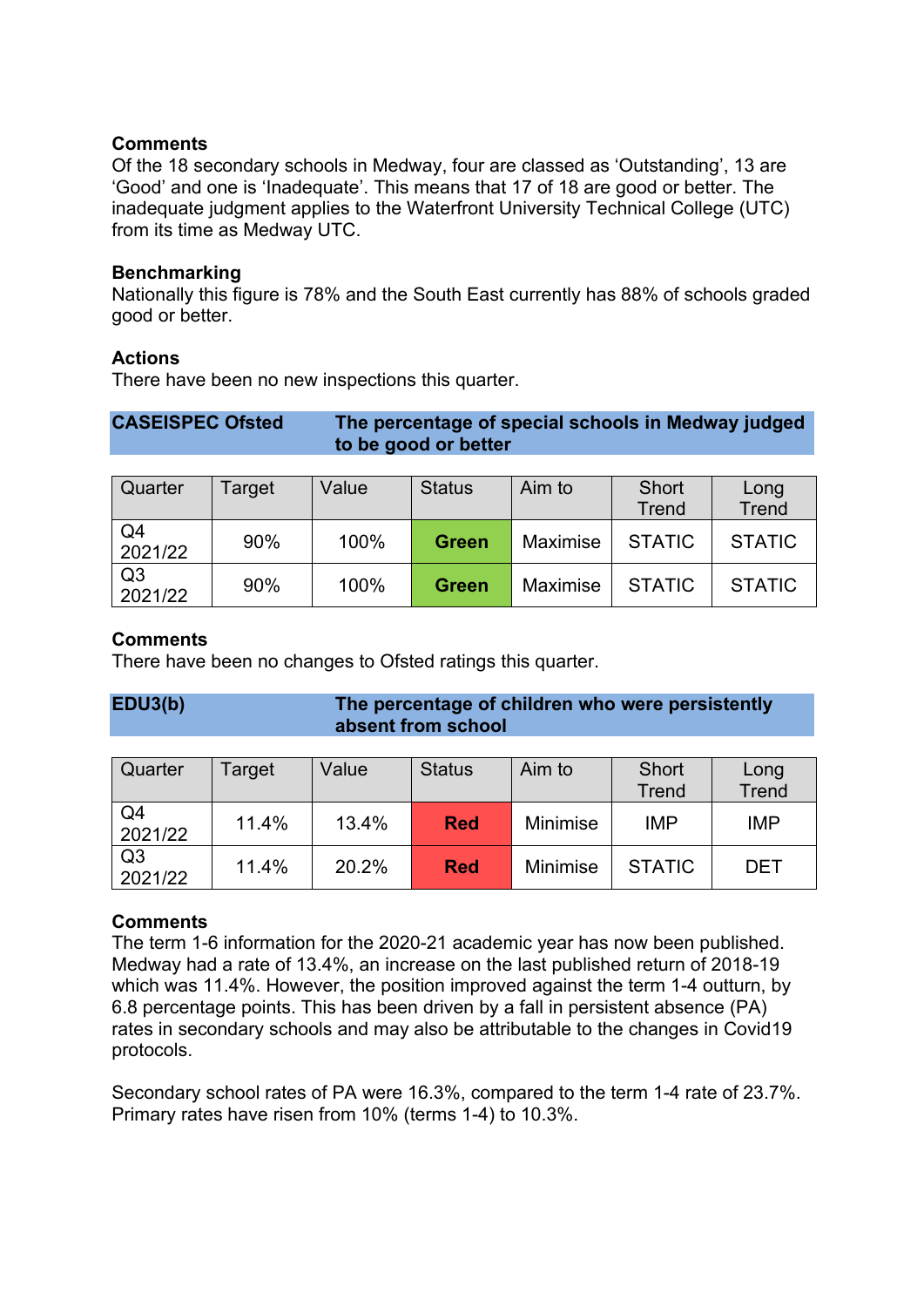### Comments

Of the 18 secondary schools in Medway, four are classed as 'Outstanding', 13 are 'Good' and one is 'Inadequate'. This means that 17 of 18 are good or better. The inadequate judgment applies to the Waterfront University Technical College (UTC) from its time as Medway UTC.

### Benchmarking

Nationally this figure is 78% and the South East currently has 88% of schools graded good or better.

### Actions

There have been no new inspections this quarter.

## CASEISPEC Ofsted — The percentage of special schools in Medway judged to be good or better

| Quarter | Target | Value | Status | Aim to | Short Trend | Long Trend |
|---|---|---|---|---|---|---|
| Q4 2021/22 | 90% | 100% | **Green** | Maximise | STATIC | STATIC |
| Q3 2021/22 | 90% | 100% | **Green** | Maximise | STATIC | STATIC |

### Comments

There have been no changes to Ofsted ratings this quarter.

## EDU3(b) — The percentage of children who were persistently absent from school

| Quarter | Target | Value | Status | Aim to | Short Trend | Long Trend |
|---|---|---|---|---|---|---|
| Q4 2021/22 | 11.4% | 13.4% | **Red** | Minimise | IMP | IMP |
| Q3 2021/22 | 11.4% | 20.2% | **Red** | Minimise | STATIC | DET |

### Comments

The term 1-6 information for the 2020-21 academic year has now been published. Medway had a rate of 13.4%, an increase on the last published return of 2018-19 which was 11.4%. However, the position improved against the term 1-4 outturn, by 6.8 percentage points. This has been driven by a fall in persistent absence (PA) rates in secondary schools and may also be attributable to the changes in Covid19 protocols.

Secondary school rates of PA were 16.3%, compared to the term 1-4 rate of 23.7%. Primary rates have risen from 10% (terms 1-4) to 10.3%.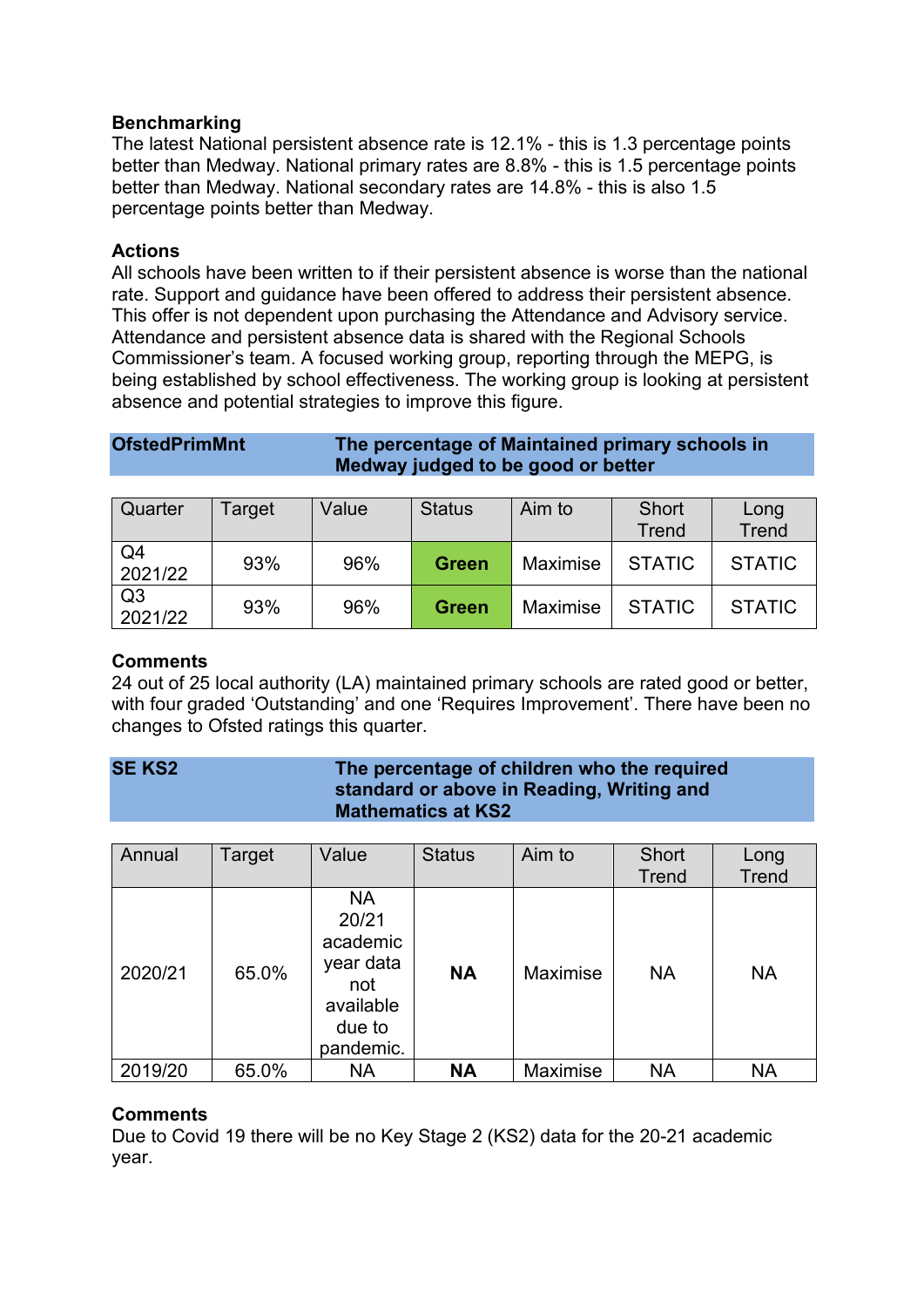**Benchmarking**
The latest National persistent absence rate is 12.1% - this is 1.3 percentage points better than Medway. National primary rates are 8.8% - this is 1.5 percentage points better than Medway. National secondary rates are 14.8% - this is also 1.5 percentage points better than Medway.

**Actions**
All schools have been written to if their persistent absence is worse than the national rate. Support and guidance have been offered to address their persistent absence. This offer is not dependent upon purchasing the Attendance and Advisory service. Attendance and persistent absence data is shared with the Regional Schools Commissioner's team. A focused working group, reporting through the MEPG, is being established by school effectiveness. The working group is looking at persistent absence and potential strategies to improve this figure.

| **OfstedPrimMnt** | **The percentage of Maintained primary schools in Medway judged to be good or better** |
|---|---|

| Quarter | Target | Value | Status | Aim to | Short Trend | Long Trend |
|---|---|---|---|---|---|---|
| Q4 2021/22 | 93% | 96% | **Green** | Maximise | STATIC | STATIC |
| Q3 2021/22 | 93% | 96% | **Green** | Maximise | STATIC | STATIC |

**Comments**
24 out of 25 local authority (LA) maintained primary schools are rated good or better, with four graded 'Outstanding' and one 'Requires Improvement'. There have been no changes to Ofsted ratings this quarter.

| **SE KS2** | **The percentage of children who the required standard or above in Reading, Writing and Mathematics at KS2** |
|---|---|

| Annual | Target | Value | Status | Aim to | Short Trend | Long Trend |
|---|---|---|---|---|---|---|
| 2020/21 | 65.0% | NA 20/21 academic year data not available due to pandemic. | **NA** | Maximise | NA | NA |
| 2019/20 | 65.0% | NA | **NA** | Maximise | NA | NA |

**Comments**
Due to Covid 19 there will be no Key Stage 2 (KS2) data for the 20-21 academic year.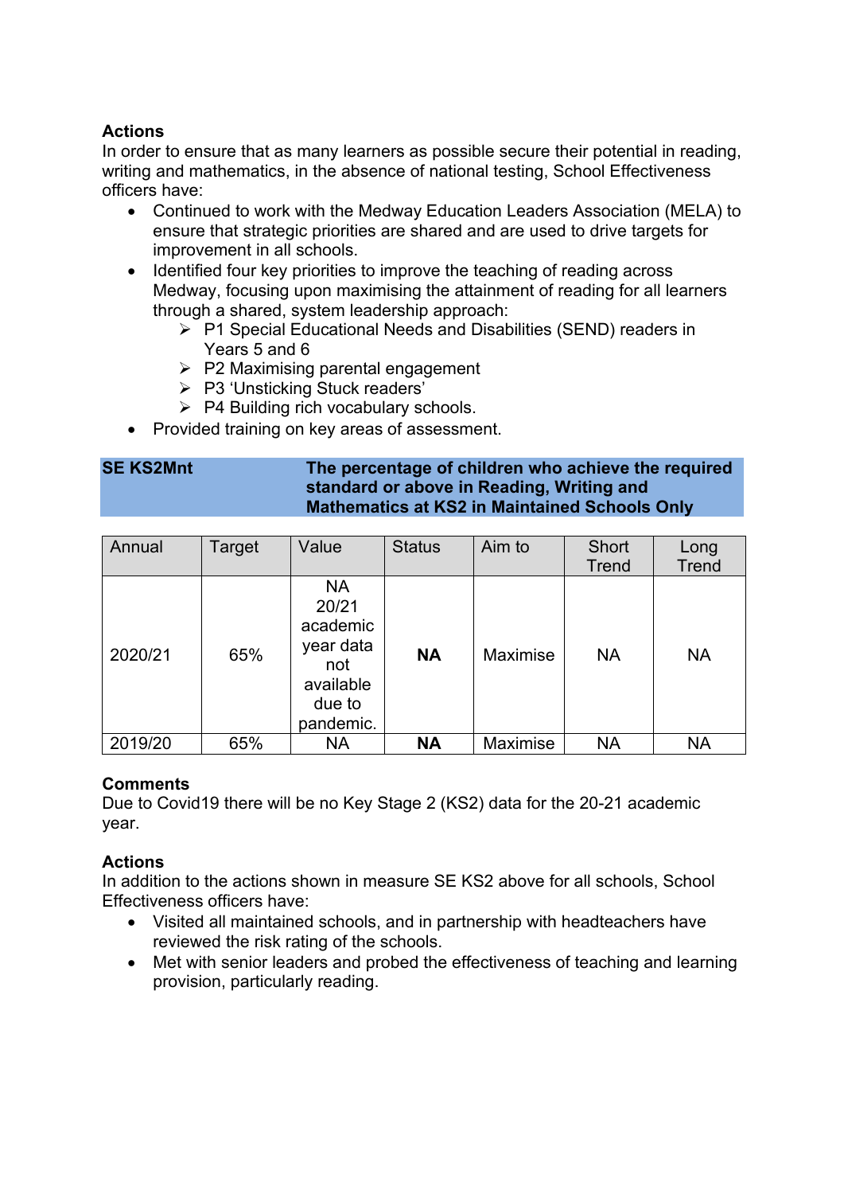**Actions**

In order to ensure that as many learners as possible secure their potential in reading, writing and mathematics, in the absence of national testing, School Effectiveness officers have:

- Continued to work with the Medway Education Leaders Association (MELA) to ensure that strategic priorities are shared and are used to drive targets for improvement in all schools.
- Identified four key priorities to improve the teaching of reading across Medway, focusing upon maximising the attainment of reading for all learners through a shared, system leadership approach:
  - P1 Special Educational Needs and Disabilities (SEND) readers in Years 5 and 6
  - P2 Maximising parental engagement
  - P3 'Unsticking Stuck readers'
  - P4 Building rich vocabulary schools.
- Provided training on key areas of assessment.

| **SE KS2Mnt** | **The percentage of children who achieve the required standard or above in Reading, Writing and Mathematics at KS2 in Maintained Schools Only** |
|---|---|

| Annual | Target | Value | Status | Aim to | Short Trend | Long Trend |
|---|---|---|---|---|---|---|
| 2020/21 | 65% | NA 20/21 academic year data not available due to pandemic. | **NA** | Maximise | NA | NA |
| 2019/20 | 65% | NA | **NA** | Maximise | NA | NA |

**Comments**

Due to Covid19 there will be no Key Stage 2 (KS2) data for the 20-21 academic year.

**Actions**

In addition to the actions shown in measure SE KS2 above for all schools, School Effectiveness officers have:

- Visited all maintained schools, and in partnership with headteachers have reviewed the risk rating of the schools.
- Met with senior leaders and probed the effectiveness of teaching and learning provision, particularly reading.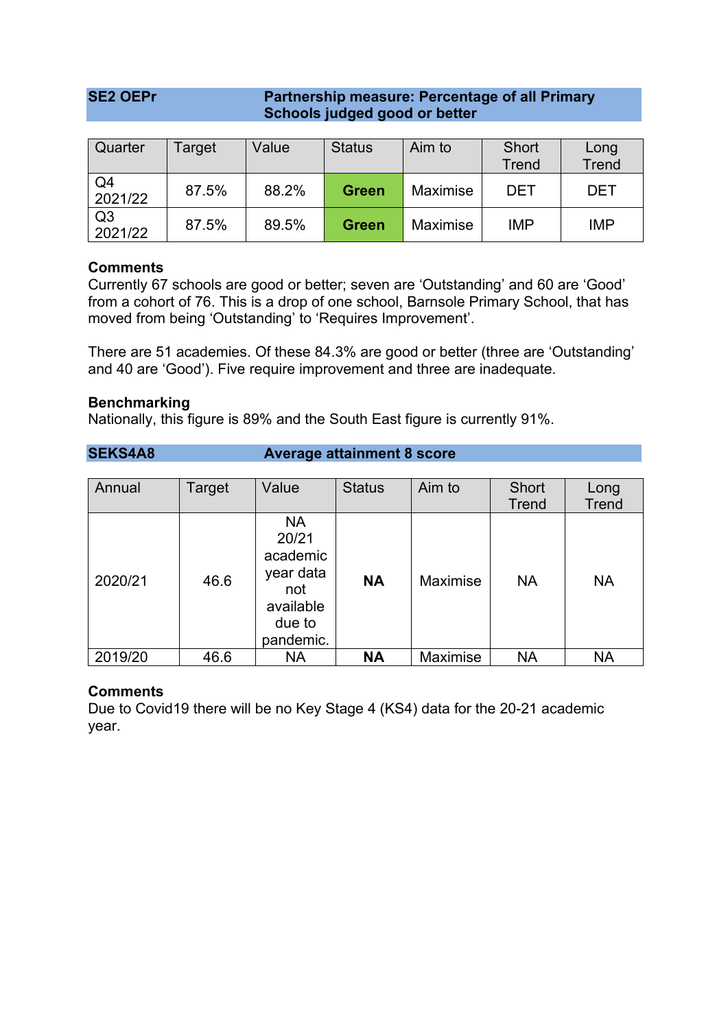**SE2 OEPr** **Partnership measure: Percentage of all Primary Schools judged good or better**

| Quarter | Target | Value | Status | Aim to | Short Trend | Long Trend |
|---|---|---|---|---|---|---|
| Q4 2021/22 | 87.5% | 88.2% | **Green** | Maximise | DET | DET |
| Q3 2021/22 | 87.5% | 89.5% | **Green** | Maximise | IMP | IMP |

**Comments**
Currently 67 schools are good or better; seven are 'Outstanding' and 60 are 'Good' from a cohort of 76. This is a drop of one school, Barnsole Primary School, that has moved from being 'Outstanding' to 'Requires Improvement'.

There are 51 academies. Of these 84.3% are good or better (three are 'Outstanding' and 40 are 'Good'). Five require improvement and three are inadequate.

**Benchmarking**
Nationally, this figure is 89% and the South East figure is currently 91%.

**SEKS4A8** **Average attainment 8 score**

| Annual | Target | Value | Status | Aim to | Short Trend | Long Trend |
|---|---|---|---|---|---|---|
| 2020/21 | 46.6 | NA 20/21 academic year data not available due to pandemic. | **NA** | Maximise | NA | NA |
| 2019/20 | 46.6 | NA | **NA** | Maximise | NA | NA |

**Comments**
Due to Covid19 there will be no Key Stage 4 (KS4) data for the 20-21 academic year.